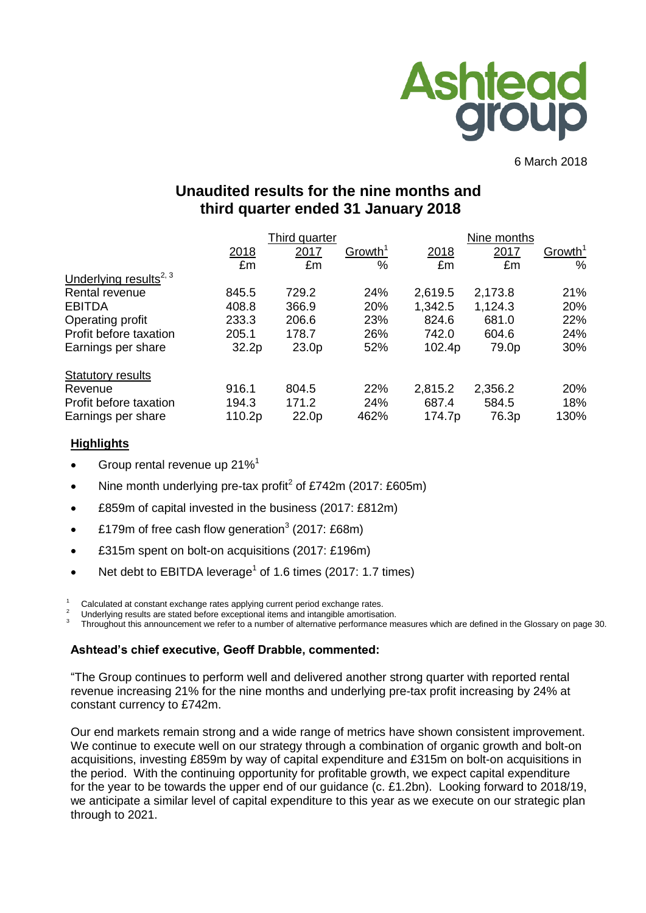Ashtead group

6 March 2018

# Unaudited results for the nine months and third quarter ended 31 January 2018

| | Third quarter | | | Nine months | | |
|---|---|---|---|---|---|---|
| | 2018 | 2017 | Growth[1] | 2018 | 2017 | Growth[1] |
| | £m | £m | % | £m | £m | % |
| Underlying results[2, 3] | | | | | | |
| Rental revenue | 845.5 | 729.2 | 24% | 2,619.5 | 2,173.8 | 21% |
| EBITDA | 408.8 | 366.9 | 20% | 1,342.5 | 1,124.3 | 20% |
| Operating profit | 233.3 | 206.6 | 23% | 824.6 | 681.0 | 22% |
| Profit before taxation | 205.1 | 178.7 | 26% | 742.0 | 604.6 | 24% |
| Earnings per share | 32.2p | 23.0p | 52% | 102.4p | 79.0p | 30% |
| Statutory results | | | | | | |
| Revenue | 916.1 | 804.5 | 22% | 2,815.2 | 2,356.2 | 20% |
| Profit before taxation | 194.3 | 171.2 | 24% | 687.4 | 584.5 | 18% |
| Earnings per share | 110.2p | 22.0p | 462% | 174.7p | 76.3p | 130% |

## Highlights

- Group rental revenue up 21%[1]
- Nine month underlying pre-tax profit[2] of £742m (2017: £605m)
- £859m of capital invested in the business (2017: £812m)
- £179m of free cash flow generation[3] (2017: £68m)
- £315m spent on bolt-on acquisitions (2017: £196m)
- Net debt to EBITDA leverage[1] of 1.6 times (2017: 1.7 times)

[1] Calculated at constant exchange rates applying current period exchange rates.
[2] Underlying results are stated before exceptional items and intangible amortisation.
[3] Throughout this announcement we refer to a number of alternative performance measures which are defined in the Glossary on page 30.

**Ashtead's chief executive, Geoff Drabble, commented:**

"The Group continues to perform well and delivered another strong quarter with reported rental revenue increasing 21% for the nine months and underlying pre-tax profit increasing by 24% at constant currency to £742m.

Our end markets remain strong and a wide range of metrics have shown consistent improvement. We continue to execute well on our strategy through a combination of organic growth and bolt-on acquisitions, investing £859m by way of capital expenditure and £315m on bolt-on acquisitions in the period. With the continuing opportunity for profitable growth, we expect capital expenditure for the year to be towards the upper end of our guidance (c. £1.2bn). Looking forward to 2018/19, we anticipate a similar level of capital expenditure to this year as we execute on our strategic plan through to 2021.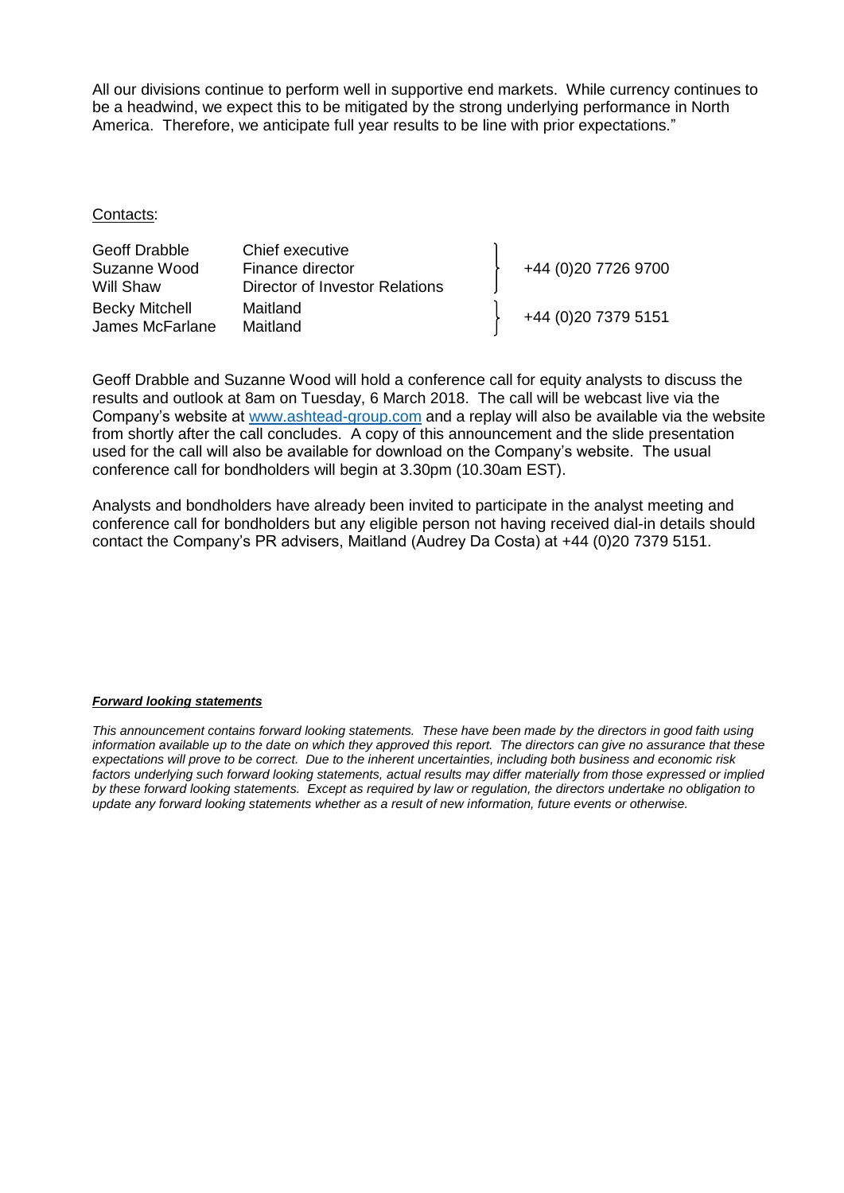All our divisions continue to perform well in supportive end markets. While currency continues to be a headwind, we expect this to be mitigated by the strong underlying performance in North America. Therefore, we anticipate full year results to be line with prior expectations."

Contacts:

| | | |
|---|---|---|
| Geoff Drabble | Chief executive | +44 (0)20 7726 9700 |
| Suzanne Wood | Finance director | |
| Will Shaw | Director of Investor Relations | |
| Becky Mitchell | Maitland | +44 (0)20 7379 5151 |
| James McFarlane | Maitland | |

Geoff Drabble and Suzanne Wood will hold a conference call for equity analysts to discuss the results and outlook at 8am on Tuesday, 6 March 2018. The call will be webcast live via the Company's website at www.ashtead-group.com and a replay will also be available via the website from shortly after the call concludes. A copy of this announcement and the slide presentation used for the call will also be available for download on the Company's website. The usual conference call for bondholders will begin at 3.30pm (10.30am EST).

Analysts and bondholders have already been invited to participate in the analyst meeting and conference call for bondholders but any eligible person not having received dial-in details should contact the Company's PR advisers, Maitland (Audrey Da Costa) at +44 (0)20 7379 5151.

***Forward looking statements***

*This announcement contains forward looking statements. These have been made by the directors in good faith using information available up to the date on which they approved this report. The directors can give no assurance that these expectations will prove to be correct. Due to the inherent uncertainties, including both business and economic risk factors underlying such forward looking statements, actual results may differ materially from those expressed or implied by these forward looking statements. Except as required by law or regulation, the directors undertake no obligation to update any forward looking statements whether as a result of new information, future events or otherwise.*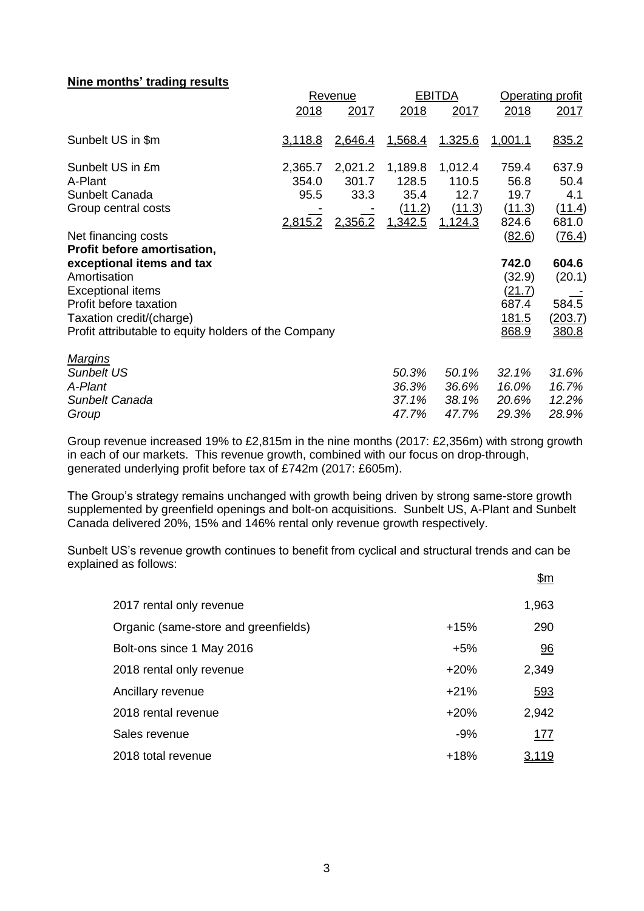**Nine months' trading results**

| | Revenue | | EBITDA | | Operating profit | |
|---|---|---|---|---|---|---|
| | 2018 | 2017 | 2018 | 2017 | 2018 | 2017 |
| Sunbelt US in $m | 3,118.8 | 2,646.4 | 1,568.4 | 1,325.6 | 1,001.1 | 835.2 |
| Sunbelt US in £m | 2,365.7 | 2,021.2 | 1,189.8 | 1,012.4 | 759.4 | 637.9 |
| A-Plant | 354.0 | 301.7 | 128.5 | 110.5 | 56.8 | 50.4 |
| Sunbelt Canada | 95.5 | 33.3 | 35.4 | 12.7 | 19.7 | 4.1 |
| Group central costs | - | - | (11.2) | (11.3) | (11.3) | (11.4) |
| | 2,815.2 | 2,356.2 | 1,342.5 | 1,124.3 | 824.6 | 681.0 |
| Net financing costs | | | | | (82.6) | (76.4) |
| **Profit before amortisation, exceptional items and tax** | | | | | **742.0** | **604.6** |
| Amortisation | | | | | (32.9) | (20.1) |
| Exceptional items | | | | | (21.7) | - |
| Profit before taxation | | | | | 687.4 | 584.5 |
| Taxation credit/(charge) | | | | | 181.5 | (203.7) |
| Profit attributable to equity holders of the Company | | | | | 868.9 | 380.8 |
| *Margins* | | | | | | |
| *Sunbelt US* | | | *50.3%* | *50.1%* | *32.1%* | *31.6%* |
| *A-Plant* | | | *36.3%* | *36.6%* | *16.0%* | *16.7%* |
| *Sunbelt Canada* | | | *37.1%* | *38.1%* | *20.6%* | *12.2%* |
| *Group* | | | *47.7%* | *47.7%* | *29.3%* | *28.9%* |

Group revenue increased 19% to £2,815m in the nine months (2017: £2,356m) with strong growth in each of our markets. This revenue growth, combined with our focus on drop-through, generated underlying profit before tax of £742m (2017: £605m).

The Group's strategy remains unchanged with growth being driven by strong same-store growth supplemented by greenfield openings and bolt-on acquisitions. Sunbelt US, A-Plant and Sunbelt Canada delivered 20%, 15% and 146% rental only revenue growth respectively.

Sunbelt US's revenue growth continues to benefit from cyclical and structural trends and can be explained as follows:

| | | $m |
|---|---|---|
| 2017 rental only revenue | | 1,963 |
| Organic (same-store and greenfields) | +15% | 290 |
| Bolt-ons since 1 May 2016 | +5% | 96 |
| 2018 rental only revenue | +20% | 2,349 |
| Ancillary revenue | +21% | 593 |
| 2018 rental revenue | +20% | 2,942 |
| Sales revenue | -9% | 177 |
| 2018 total revenue | +18% | 3,119 |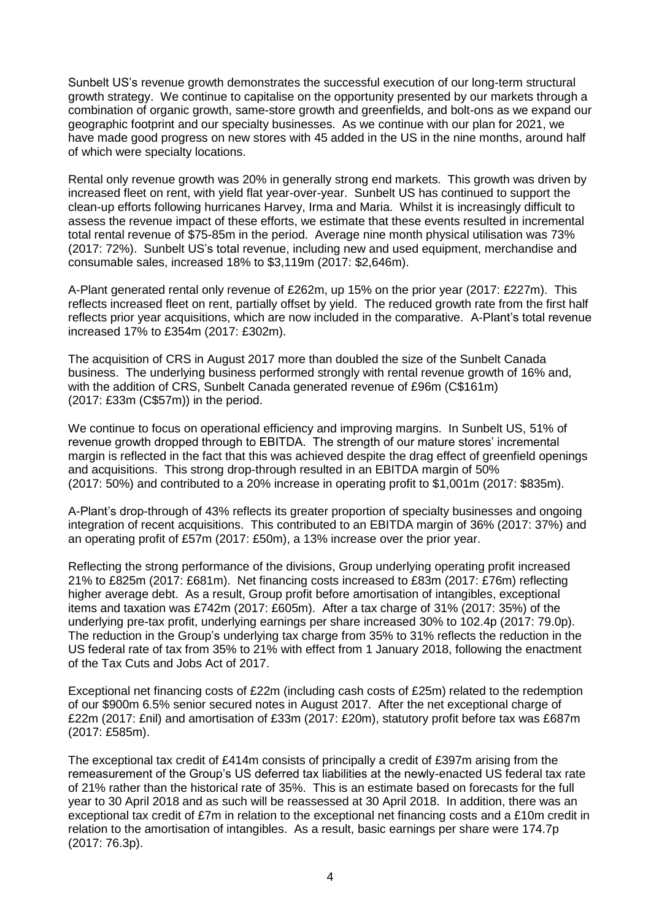Sunbelt US's revenue growth demonstrates the successful execution of our long-term structural growth strategy. We continue to capitalise on the opportunity presented by our markets through a combination of organic growth, same-store growth and greenfields, and bolt-ons as we expand our geographic footprint and our specialty businesses. As we continue with our plan for 2021, we have made good progress on new stores with 45 added in the US in the nine months, around half of which were specialty locations.

Rental only revenue growth was 20% in generally strong end markets. This growth was driven by increased fleet on rent, with yield flat year-over-year. Sunbelt US has continued to support the clean-up efforts following hurricanes Harvey, Irma and Maria. Whilst it is increasingly difficult to assess the revenue impact of these efforts, we estimate that these events resulted in incremental total rental revenue of $75-85m in the period. Average nine month physical utilisation was 73% (2017: 72%). Sunbelt US's total revenue, including new and used equipment, merchandise and consumable sales, increased 18% to $3,119m (2017: $2,646m).

A-Plant generated rental only revenue of £262m, up 15% on the prior year (2017: £227m). This reflects increased fleet on rent, partially offset by yield. The reduced growth rate from the first half reflects prior year acquisitions, which are now included in the comparative. A-Plant's total revenue increased 17% to £354m (2017: £302m).

The acquisition of CRS in August 2017 more than doubled the size of the Sunbelt Canada business. The underlying business performed strongly with rental revenue growth of 16% and, with the addition of CRS, Sunbelt Canada generated revenue of £96m (C$161m) (2017: £33m (C$57m)) in the period.

We continue to focus on operational efficiency and improving margins. In Sunbelt US, 51% of revenue growth dropped through to EBITDA. The strength of our mature stores' incremental margin is reflected in the fact that this was achieved despite the drag effect of greenfield openings and acquisitions. This strong drop-through resulted in an EBITDA margin of 50% (2017: 50%) and contributed to a 20% increase in operating profit to $1,001m (2017: $835m).

A-Plant's drop-through of 43% reflects its greater proportion of specialty businesses and ongoing integration of recent acquisitions. This contributed to an EBITDA margin of 36% (2017: 37%) and an operating profit of £57m (2017: £50m), a 13% increase over the prior year.

Reflecting the strong performance of the divisions, Group underlying operating profit increased 21% to £825m (2017: £681m). Net financing costs increased to £83m (2017: £76m) reflecting higher average debt. As a result, Group profit before amortisation of intangibles, exceptional items and taxation was £742m (2017: £605m). After a tax charge of 31% (2017: 35%) of the underlying pre-tax profit, underlying earnings per share increased 30% to 102.4p (2017: 79.0p). The reduction in the Group's underlying tax charge from 35% to 31% reflects the reduction in the US federal rate of tax from 35% to 21% with effect from 1 January 2018, following the enactment of the Tax Cuts and Jobs Act of 2017.

Exceptional net financing costs of £22m (including cash costs of £25m) related to the redemption of our $900m 6.5% senior secured notes in August 2017. After the net exceptional charge of £22m (2017: £nil) and amortisation of £33m (2017: £20m), statutory profit before tax was £687m (2017: £585m).

The exceptional tax credit of £414m consists of principally a credit of £397m arising from the remeasurement of the Group's US deferred tax liabilities at the newly-enacted US federal tax rate of 21% rather than the historical rate of 35%. This is an estimate based on forecasts for the full year to 30 April 2018 and as such will be reassessed at 30 April 2018. In addition, there was an exceptional tax credit of £7m in relation to the exceptional net financing costs and a £10m credit in relation to the amortisation of intangibles. As a result, basic earnings per share were 174.7p (2017: 76.3p).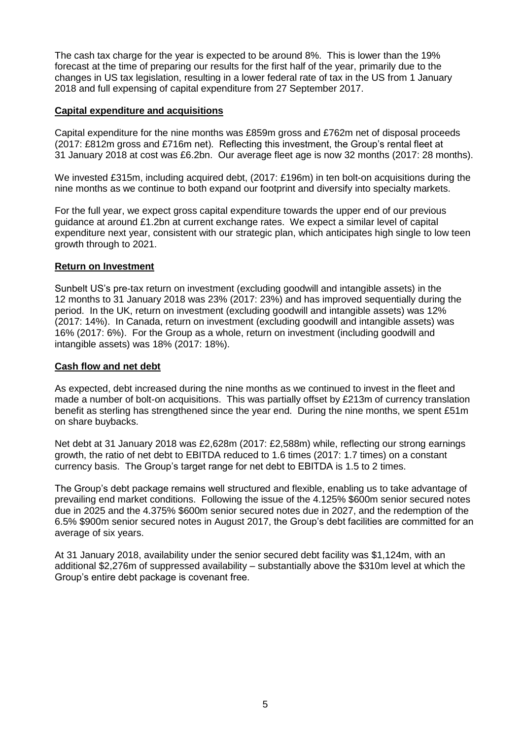The cash tax charge for the year is expected to be around 8%. This is lower than the 19% forecast at the time of preparing our results for the first half of the year, primarily due to the changes in US tax legislation, resulting in a lower federal rate of tax in the US from 1 January 2018 and full expensing of capital expenditure from 27 September 2017.

## Capital expenditure and acquisitions

Capital expenditure for the nine months was £859m gross and £762m net of disposal proceeds (2017: £812m gross and £716m net). Reflecting this investment, the Group's rental fleet at 31 January 2018 at cost was £6.2bn. Our average fleet age is now 32 months (2017: 28 months).

We invested £315m, including acquired debt, (2017: £196m) in ten bolt-on acquisitions during the nine months as we continue to both expand our footprint and diversify into specialty markets.

For the full year, we expect gross capital expenditure towards the upper end of our previous guidance at around £1.2bn at current exchange rates. We expect a similar level of capital expenditure next year, consistent with our strategic plan, which anticipates high single to low teen growth through to 2021.

## Return on Investment

Sunbelt US's pre-tax return on investment (excluding goodwill and intangible assets) in the 12 months to 31 January 2018 was 23% (2017: 23%) and has improved sequentially during the period. In the UK, return on investment (excluding goodwill and intangible assets) was 12% (2017: 14%). In Canada, return on investment (excluding goodwill and intangible assets) was 16% (2017: 6%). For the Group as a whole, return on investment (including goodwill and intangible assets) was 18% (2017: 18%).

## Cash flow and net debt

As expected, debt increased during the nine months as we continued to invest in the fleet and made a number of bolt-on acquisitions. This was partially offset by £213m of currency translation benefit as sterling has strengthened since the year end. During the nine months, we spent £51m on share buybacks.

Net debt at 31 January 2018 was £2,628m (2017: £2,588m) while, reflecting our strong earnings growth, the ratio of net debt to EBITDA reduced to 1.6 times (2017: 1.7 times) on a constant currency basis. The Group's target range for net debt to EBITDA is 1.5 to 2 times.

The Group's debt package remains well structured and flexible, enabling us to take advantage of prevailing end market conditions. Following the issue of the 4.125% $600m senior secured notes due in 2025 and the 4.375% $600m senior secured notes due in 2027, and the redemption of the 6.5% $900m senior secured notes in August 2017, the Group's debt facilities are committed for an average of six years.

At 31 January 2018, availability under the senior secured debt facility was $1,124m, with an additional $2,276m of suppressed availability – substantially above the $310m level at which the Group's entire debt package is covenant free.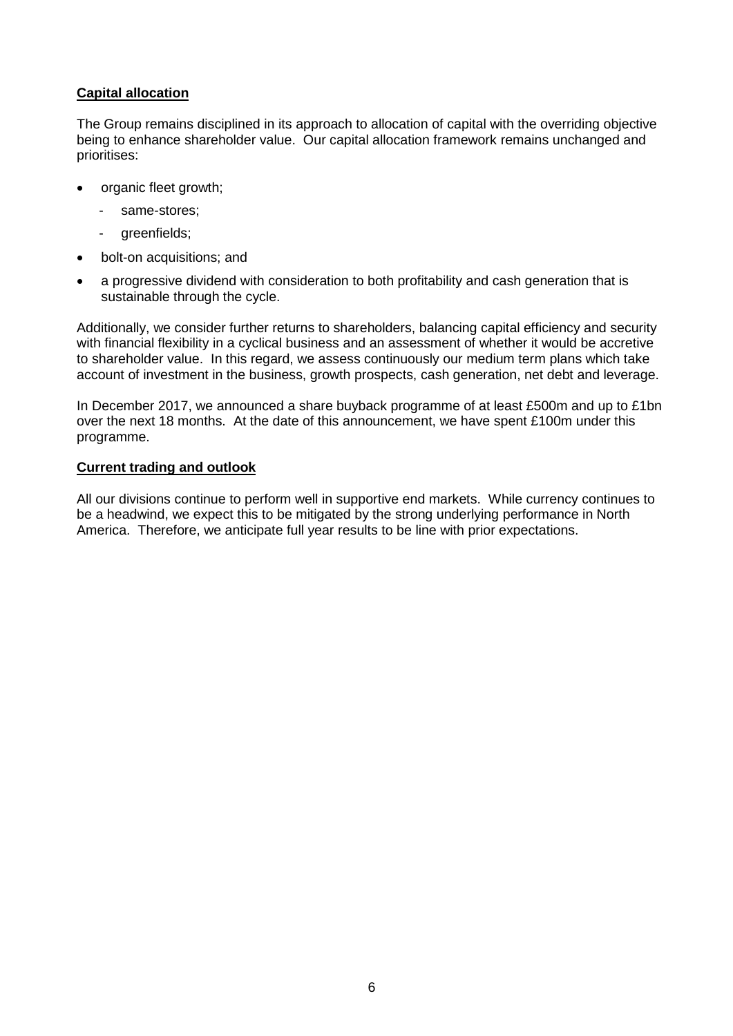**Capital allocation**

The Group remains disciplined in its approach to allocation of capital with the overriding objective being to enhance shareholder value. Our capital allocation framework remains unchanged and prioritises:

- organic fleet growth;
  - same-stores;
  - greenfields;
- bolt-on acquisitions; and
- a progressive dividend with consideration to both profitability and cash generation that is sustainable through the cycle.

Additionally, we consider further returns to shareholders, balancing capital efficiency and security with financial flexibility in a cyclical business and an assessment of whether it would be accretive to shareholder value. In this regard, we assess continuously our medium term plans which take account of investment in the business, growth prospects, cash generation, net debt and leverage.

In December 2017, we announced a share buyback programme of at least £500m and up to £1bn over the next 18 months. At the date of this announcement, we have spent £100m under this programme.

**Current trading and outlook**

All our divisions continue to perform well in supportive end markets. While currency continues to be a headwind, we expect this to be mitigated by the strong underlying performance in North America. Therefore, we anticipate full year results to be line with prior expectations.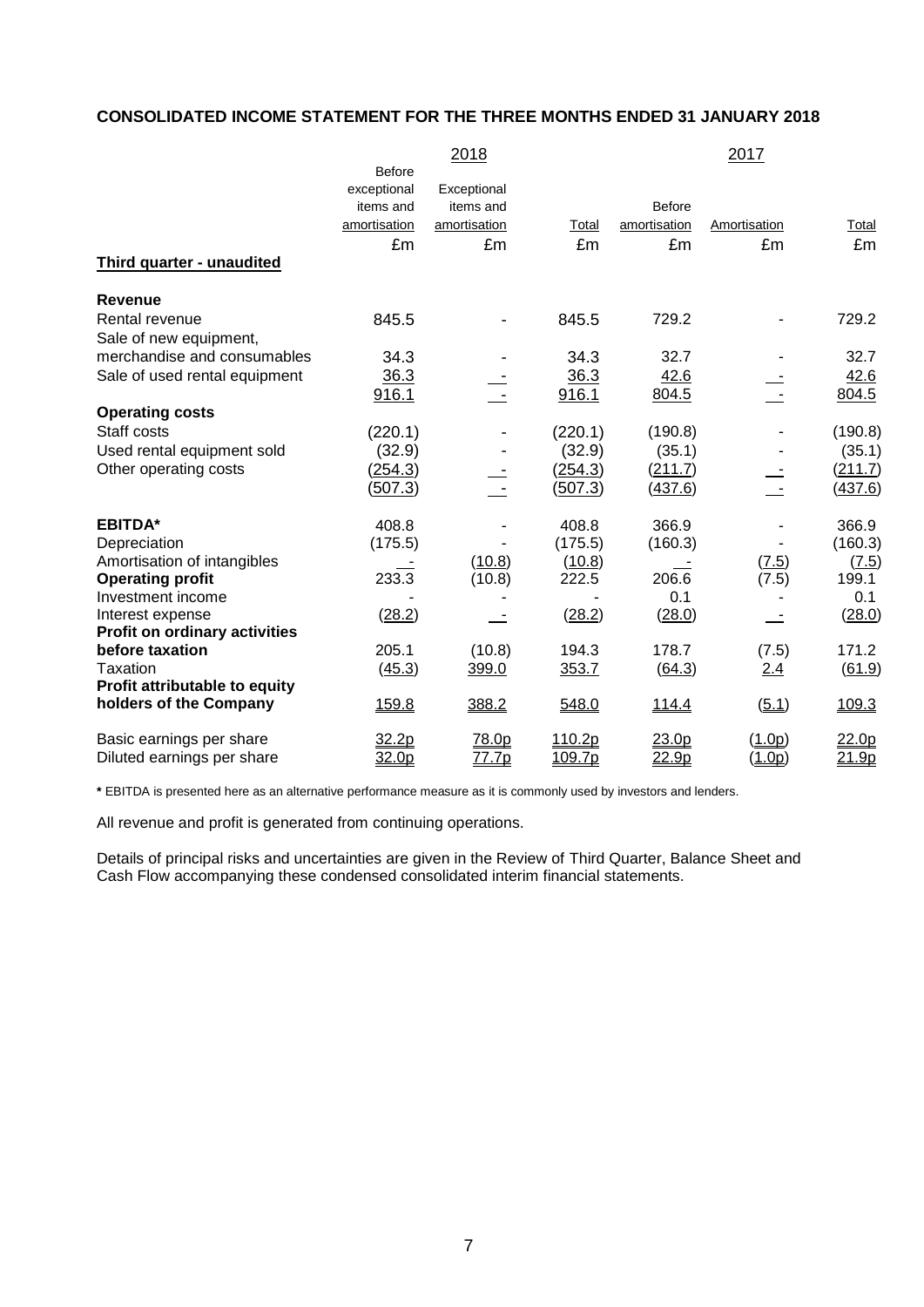## CONSOLIDATED INCOME STATEMENT FOR THE THREE MONTHS ENDED 31 JANUARY 2018

| | 2018 | | | 2017 | | |
|---|---|---|---|---|---|---|
| | Before exceptional items and amortisation | Exceptional items and amortisation | Total | Before amortisation | Amortisation | Total |
| | £m | £m | £m | £m | £m | £m |
| **Third quarter - unaudited** | | | | | | |
| **Revenue** | | | | | | |
| Rental revenue | 845.5 | - | 845.5 | 729.2 | - | 729.2 |
| Sale of new equipment, merchandise and consumables | 34.3 | - | 34.3 | 32.7 | - | 32.7 |
| Sale of used rental equipment | 36.3 | - | 36.3 | 42.6 | - | 42.6 |
| | 916.1 | - | 916.1 | 804.5 | - | 804.5 |
| **Operating costs** | | | | | | |
| Staff costs | (220.1) | - | (220.1) | (190.8) | - | (190.8) |
| Used rental equipment sold | (32.9) | - | (32.9) | (35.1) | - | (35.1) |
| Other operating costs | (254.3) | - | (254.3) | (211.7) | - | (211.7) |
| | (507.3) | - | (507.3) | (437.6) | - | (437.6) |
| **EBITDA*** | 408.8 | - | 408.8 | 366.9 | - | 366.9 |
| Depreciation | (175.5) | - | (175.5) | (160.3) | - | (160.3) |
| Amortisation of intangibles | - | (10.8) | (10.8) | - | (7.5) | (7.5) |
| **Operating profit** | 233.3 | (10.8) | 222.5 | 206.6 | (7.5) | 199.1 |
| Investment income | - | - | - | 0.1 | - | 0.1 |
| Interest expense | (28.2) | - | (28.2) | (28.0) | - | (28.0) |
| **Profit on ordinary activities before taxation** | 205.1 | (10.8) | 194.3 | 178.7 | (7.5) | 171.2 |
| Taxation | (45.3) | 399.0 | 353.7 | (64.3) | 2.4 | (61.9) |
| **Profit attributable to equity holders of the Company** | 159.8 | 388.2 | 548.0 | 114.4 | (5.1) | 109.3 |
| Basic earnings per share | 32.2p | 78.0p | 110.2p | 23.0p | (1.0p) | 22.0p |
| Diluted earnings per share | 32.0p | 77.7p | 109.7p | 22.9p | (1.0p) | 21.9p |

**\*** EBITDA is presented here as an alternative performance measure as it is commonly used by investors and lenders.

All revenue and profit is generated from continuing operations.

Details of principal risks and uncertainties are given in the Review of Third Quarter, Balance Sheet and Cash Flow accompanying these condensed consolidated interim financial statements.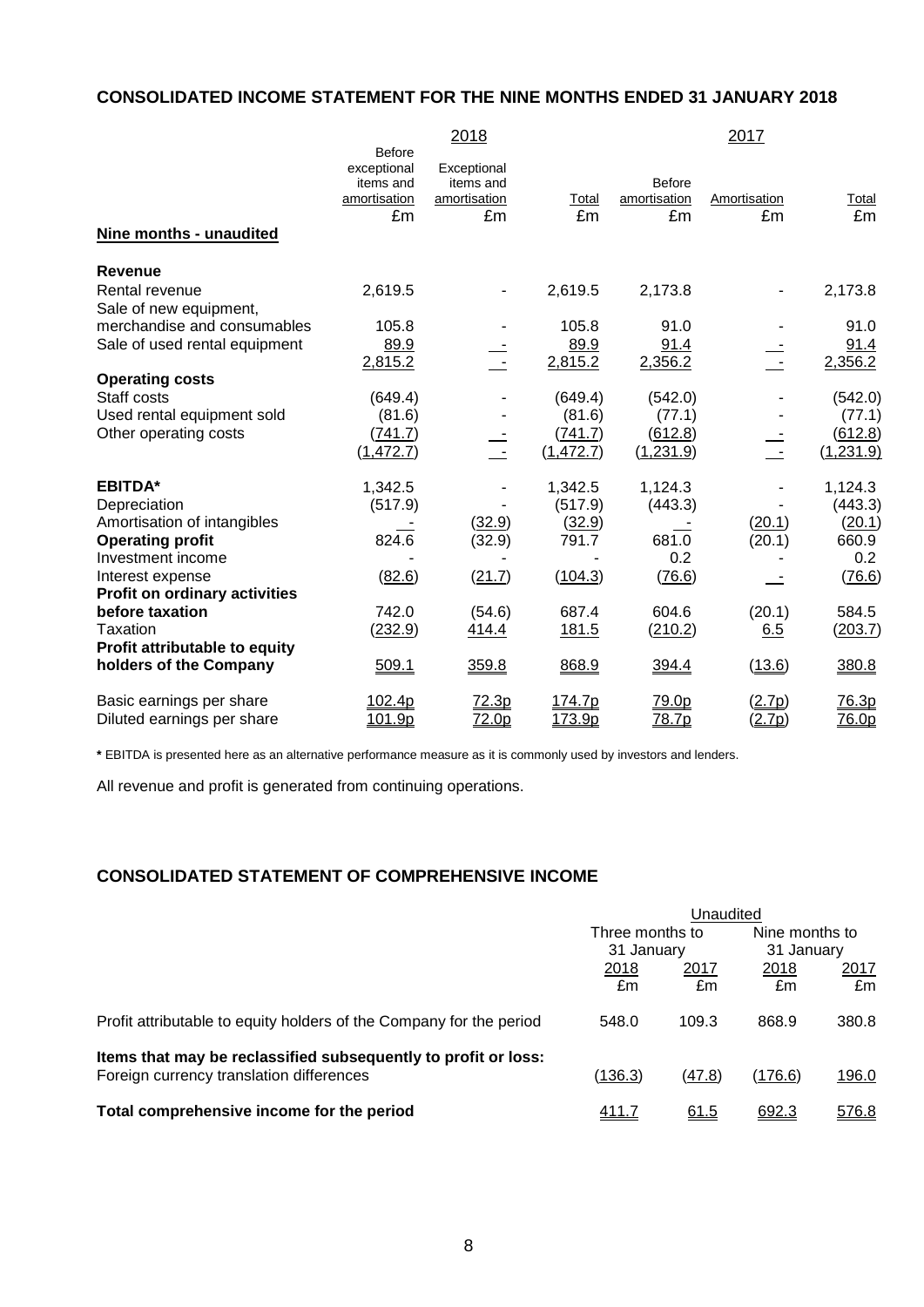## CONSOLIDATED INCOME STATEMENT FOR THE NINE MONTHS ENDED 31 JANUARY 2018

| | 2018 | | | 2017 | | |
|---|---|---|---|---|---|---|
| | Before exceptional items and amortisation £m | Exceptional items and amortisation £m | Total £m | Before amortisation £m | Amortisation £m | Total £m |
| **Nine months - unaudited** | | | | | | |
| **Revenue** | | | | | | |
| Rental revenue | 2,619.5 | - | 2,619.5 | 2,173.8 | - | 2,173.8 |
| Sale of new equipment, merchandise and consumables | 105.8 | - | 105.8 | 91.0 | - | 91.0 |
| Sale of used rental equipment | 89.9 | - | 89.9 | 91.4 | - | 91.4 |
| | 2,815.2 | - | 2,815.2 | 2,356.2 | - | 2,356.2 |
| **Operating costs** | | | | | | |
| Staff costs | (649.4) | - | (649.4) | (542.0) | - | (542.0) |
| Used rental equipment sold | (81.6) | - | (81.6) | (77.1) | - | (77.1) |
| Other operating costs | (741.7) | - | (741.7) | (612.8) | - | (612.8) |
| | (1,472.7) | - | (1,472.7) | (1,231.9) | - | (1,231.9) |
| **EBITDA*** | 1,342.5 | - | 1,342.5 | 1,124.3 | - | 1,124.3 |
| Depreciation | (517.9) | - | (517.9) | (443.3) | - | (443.3) |
| Amortisation of intangibles | - | (32.9) | (32.9) | - | (20.1) | (20.1) |
| **Operating profit** | 824.6 | (32.9) | 791.7 | 681.0 | (20.1) | 660.9 |
| Investment income | - | - | - | 0.2 | - | 0.2 |
| Interest expense | (82.6) | (21.7) | (104.3) | (76.6) | - | (76.6) |
| **Profit on ordinary activities before taxation** | 742.0 | (54.6) | 687.4 | 604.6 | (20.1) | 584.5 |
| Taxation | (232.9) | 414.4 | 181.5 | (210.2) | 6.5 | (203.7) |
| **Profit attributable to equity holders of the Company** | 509.1 | 359.8 | 868.9 | 394.4 | (13.6) | 380.8 |
| Basic earnings per share | 102.4p | 72.3p | 174.7p | 79.0p | (2.7p) | 76.3p |
| Diluted earnings per share | 101.9p | 72.0p | 173.9p | 78.7p | (2.7p) | 76.0p |

**\*** EBITDA is presented here as an alternative performance measure as it is commonly used by investors and lenders.

All revenue and profit is generated from continuing operations.

## CONSOLIDATED STATEMENT OF COMPREHENSIVE INCOME

| | Unaudited | | | |
|---|---|---|---|---|
| | Three months to 31 January | | Nine months to 31 January | |
| | 2018 £m | 2017 £m | 2018 £m | 2017 £m |
| Profit attributable to equity holders of the Company for the period | 548.0 | 109.3 | 868.9 | 380.8 |
| **Items that may be reclassified subsequently to profit or loss:** | | | | |
| Foreign currency translation differences | (136.3) | (47.8) | (176.6) | 196.0 |
| **Total comprehensive income for the period** | 411.7 | 61.5 | 692.3 | 576.8 |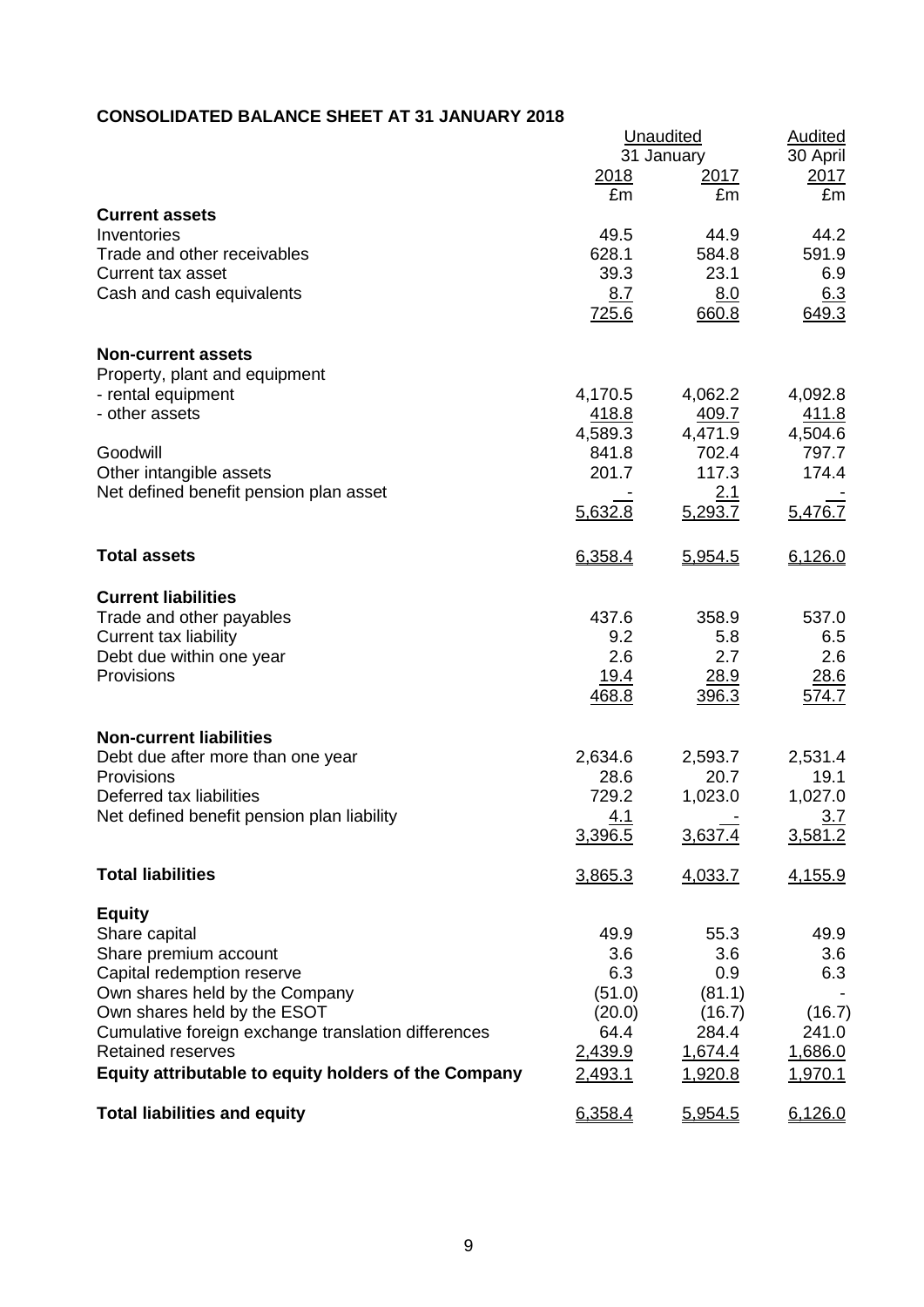**CONSOLIDATED BALANCE SHEET AT 31 JANUARY 2018**

| | Unaudited | | Audited |
|---|---|---|---|
| | 31 January | | 30 April |
| | 2018 | 2017 | 2017 |
| | £m | £m | £m |
| **Current assets** | | | |
| Inventories | 49.5 | 44.9 | 44.2 |
| Trade and other receivables | 628.1 | 584.8 | 591.9 |
| Current tax asset | 39.3 | 23.1 | 6.9 |
| Cash and cash equivalents | 8.7 | 8.0 | 6.3 |
| | 725.6 | 660.8 | 649.3 |
| **Non-current assets** | | | |
| Property, plant and equipment | | | |
| - rental equipment | 4,170.5 | 4,062.2 | 4,092.8 |
| - other assets | 418.8 | 409.7 | 411.8 |
| | 4,589.3 | 4,471.9 | 4,504.6 |
| Goodwill | 841.8 | 702.4 | 797.7 |
| Other intangible assets | 201.7 | 117.3 | 174.4 |
| Net defined benefit pension plan asset | - | 2.1 | - |
| | 5,632.8 | 5,293.7 | 5,476.7 |
| **Total assets** | 6,358.4 | 5,954.5 | 6,126.0 |
| **Current liabilities** | | | |
| Trade and other payables | 437.6 | 358.9 | 537.0 |
| Current tax liability | 9.2 | 5.8 | 6.5 |
| Debt due within one year | 2.6 | 2.7 | 2.6 |
| Provisions | 19.4 | 28.9 | 28.6 |
| | 468.8 | 396.3 | 574.7 |
| **Non-current liabilities** | | | |
| Debt due after more than one year | 2,634.6 | 2,593.7 | 2,531.4 |
| Provisions | 28.6 | 20.7 | 19.1 |
| Deferred tax liabilities | 729.2 | 1,023.0 | 1,027.0 |
| Net defined benefit pension plan liability | 4.1 | - | 3.7 |
| | 3,396.5 | 3,637.4 | 3,581.2 |
| **Total liabilities** | 3,865.3 | 4,033.7 | 4,155.9 |
| **Equity** | | | |
| Share capital | 49.9 | 55.3 | 49.9 |
| Share premium account | 3.6 | 3.6 | 3.6 |
| Capital redemption reserve | 6.3 | 0.9 | 6.3 |
| Own shares held by the Company | (51.0) | (81.1) | - |
| Own shares held by the ESOT | (20.0) | (16.7) | (16.7) |
| Cumulative foreign exchange translation differences | 64.4 | 284.4 | 241.0 |
| Retained reserves | 2,439.9 | 1,674.4 | 1,686.0 |
| **Equity attributable to equity holders of the Company** | 2,493.1 | 1,920.8 | 1,970.1 |
| **Total liabilities and equity** | 6,358.4 | 5,954.5 | 6,126.0 |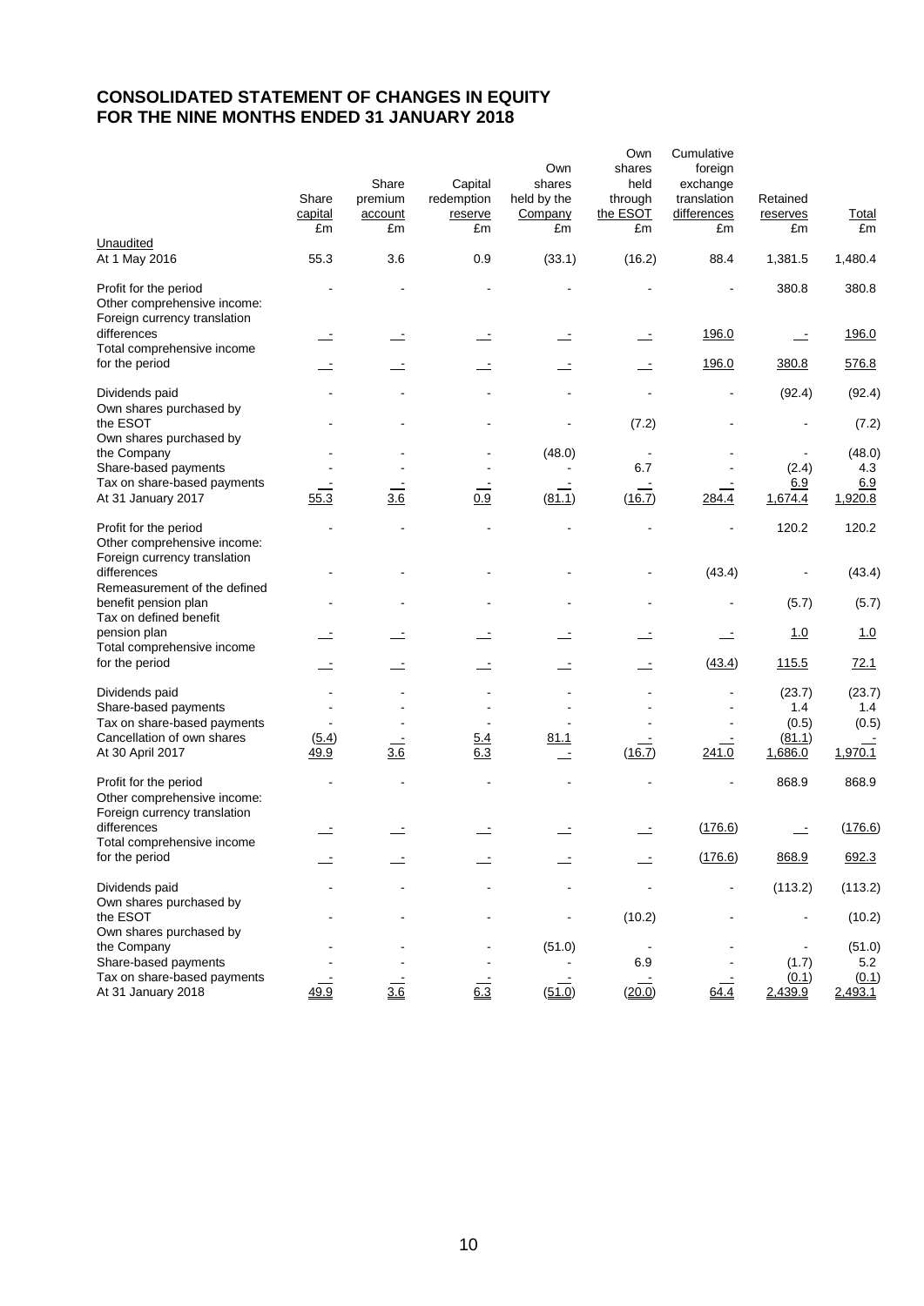# CONSOLIDATED STATEMENT OF CHANGES IN EQUITY FOR THE NINE MONTHS ENDED 31 JANUARY 2018

| | Share capital £m | Share premium account £m | Capital redemption reserve £m | Own shares held by the Company £m | Own shares held through the ESOT £m | Cumulative foreign exchange translation differences £m | Retained reserves £m | Total £m |
|---|---|---|---|---|---|---|---|---|
| Unaudited | | | | | | | | |
| At 1 May 2016 | 55.3 | 3.6 | 0.9 | (33.1) | (16.2) | 88.4 | 1,381.5 | 1,480.4 |
| Profit for the period | - | - | - | - | - | - | 380.8 | 380.8 |
| Other comprehensive income: | | | | | | | | |
| Foreign currency translation differences | - | - | - | - | - | 196.0 | - | 196.0 |
| Total comprehensive income for the period | - | - | - | - | - | 196.0 | 380.8 | 576.8 |
| Dividends paid | - | - | - | - | - | - | (92.4) | (92.4) |
| Own shares purchased by the ESOT | - | - | - | - | (7.2) | - | - | (7.2) |
| Own shares purchased by the Company | - | - | - | (48.0) | - | - | - | (48.0) |
| Share-based payments | - | - | - | - | 6.7 | - | (2.4) | 4.3 |
| Tax on share-based payments | - | - | - | - | - | - | 6.9 | 6.9 |
| At 31 January 2017 | 55.3 | 3.6 | 0.9 | (81.1) | (16.7) | 284.4 | 1,674.4 | 1,920.8 |
| Profit for the period | - | - | - | - | - | - | 120.2 | 120.2 |
| Other comprehensive income: | | | | | | | | |
| Foreign currency translation differences | - | - | - | - | - | (43.4) | - | (43.4) |
| Remeasurement of the defined benefit pension plan | - | - | - | - | - | - | (5.7) | (5.7) |
| Tax on defined benefit pension plan | - | - | - | - | - | - | 1.0 | 1.0 |
| Total comprehensive income for the period | - | - | - | - | - | (43.4) | 115.5 | 72.1 |
| Dividends paid | - | - | - | - | - | - | (23.7) | (23.7) |
| Share-based payments | - | - | - | - | - | - | 1.4 | 1.4 |
| Tax on share-based payments | - | - | - | - | - | - | (0.5) | (0.5) |
| Cancellation of own shares | (5.4) | - | 5.4 | 81.1 | - | - | (81.1) | - |
| At 30 April 2017 | 49.9 | 3.6 | 6.3 | - | (16.7) | 241.0 | 1,686.0 | 1,970.1 |
| Profit for the period | - | - | - | - | - | - | 868.9 | 868.9 |
| Other comprehensive income: | | | | | | | | |
| Foreign currency translation differences | - | - | - | - | - | (176.6) | - | (176.6) |
| Total comprehensive income for the period | - | - | - | - | - | (176.6) | 868.9 | 692.3 |
| Dividends paid | - | - | - | - | - | - | (113.2) | (113.2) |
| Own shares purchased by the ESOT | - | - | - | - | (10.2) | - | - | (10.2) |
| Own shares purchased by the Company | - | - | - | (51.0) | - | - | - | (51.0) |
| Share-based payments | - | - | - | - | 6.9 | - | (1.7) | 5.2 |
| Tax on share-based payments | - | - | - | - | - | - | (0.1) | (0.1) |
| At 31 January 2018 | 49.9 | 3.6 | 6.3 | (51.0) | (20.0) | 64.4 | 2,439.9 | 2,493.1 |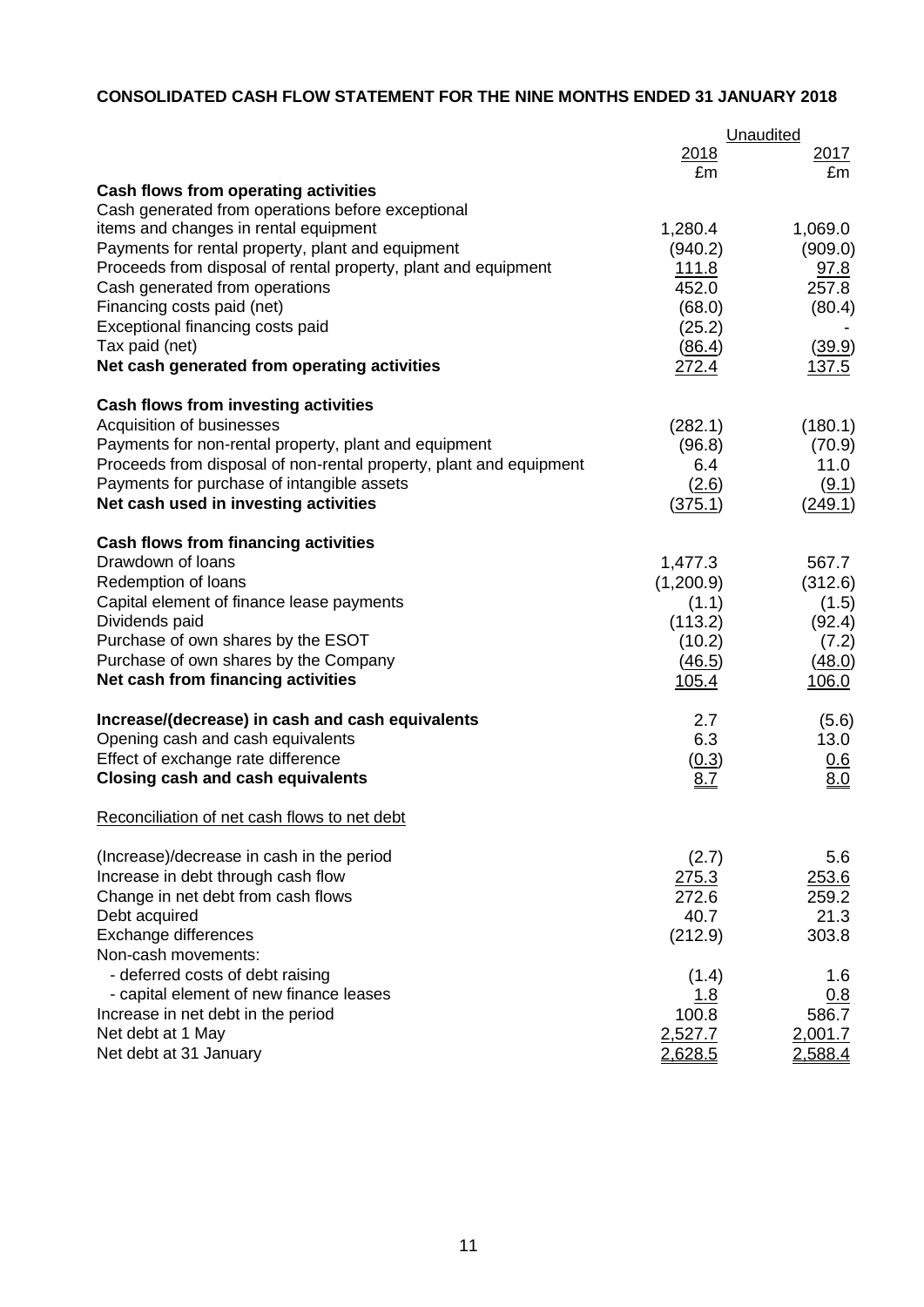# CONSOLIDATED CASH FLOW STATEMENT FOR THE NINE MONTHS ENDED 31 JANUARY 2018

| | Unaudited | |
|---|---|---|
| | 2018 | 2017 |
| | £m | £m |
| **Cash flows from operating activities** | | |
| Cash generated from operations before exceptional items and changes in rental equipment | 1,280.4 | 1,069.0 |
| Payments for rental property, plant and equipment | (940.2) | (909.0) |
| Proceeds from disposal of rental property, plant and equipment | 111.8 | 97.8 |
| Cash generated from operations | 452.0 | 257.8 |
| Financing costs paid (net) | (68.0) | (80.4) |
| Exceptional financing costs paid | (25.2) | - |
| Tax paid (net) | (86.4) | (39.9) |
| **Net cash generated from operating activities** | 272.4 | 137.5 |
| | | |
| **Cash flows from investing activities** | | |
| Acquisition of businesses | (282.1) | (180.1) |
| Payments for non-rental property, plant and equipment | (96.8) | (70.9) |
| Proceeds from disposal of non-rental property, plant and equipment | 6.4 | 11.0 |
| Payments for purchase of intangible assets | (2.6) | (9.1) |
| **Net cash used in investing activities** | (375.1) | (249.1) |
| | | |
| **Cash flows from financing activities** | | |
| Drawdown of loans | 1,477.3 | 567.7 |
| Redemption of loans | (1,200.9) | (312.6) |
| Capital element of finance lease payments | (1.1) | (1.5) |
| Dividends paid | (113.2) | (92.4) |
| Purchase of own shares by the ESOT | (10.2) | (7.2) |
| Purchase of own shares by the Company | (46.5) | (48.0) |
| **Net cash from financing activities** | 105.4 | 106.0 |
| | | |
| **Increase/(decrease) in cash and cash equivalents** | 2.7 | (5.6) |
| Opening cash and cash equivalents | 6.3 | 13.0 |
| Effect of exchange rate difference | (0.3) | 0.6 |
| **Closing cash and cash equivalents** | 8.7 | 8.0 |

Reconciliation of net cash flows to net debt

| | 2018 | 2017 |
|---|---|---|
| (Increase)/decrease in cash in the period | (2.7) | 5.6 |
| Increase in debt through cash flow | 275.3 | 253.6 |
| Change in net debt from cash flows | 272.6 | 259.2 |
| Debt acquired | 40.7 | 21.3 |
| Exchange differences | (212.9) | 303.8 |
| Non-cash movements: | | |
| - deferred costs of debt raising | (1.4) | 1.6 |
| - capital element of new finance leases | 1.8 | 0.8 |
| Increase in net debt in the period | 100.8 | 586.7 |
| Net debt at 1 May | 2,527.7 | 2,001.7 |
| Net debt at 31 January | 2,628.5 | 2,588.4 |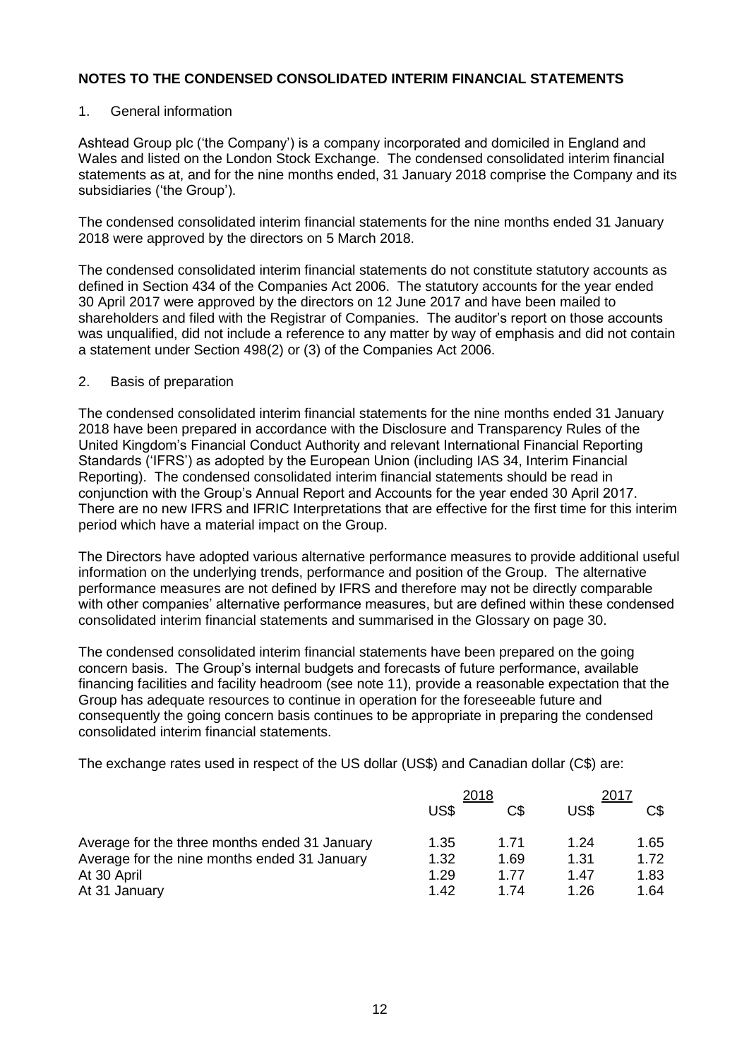## NOTES TO THE CONDENSED CONSOLIDATED INTERIM FINANCIAL STATEMENTS

1. General information

Ashtead Group plc ('the Company') is a company incorporated and domiciled in England and Wales and listed on the London Stock Exchange. The condensed consolidated interim financial statements as at, and for the nine months ended, 31 January 2018 comprise the Company and its subsidiaries ('the Group').

The condensed consolidated interim financial statements for the nine months ended 31 January 2018 were approved by the directors on 5 March 2018.

The condensed consolidated interim financial statements do not constitute statutory accounts as defined in Section 434 of the Companies Act 2006. The statutory accounts for the year ended 30 April 2017 were approved by the directors on 12 June 2017 and have been mailed to shareholders and filed with the Registrar of Companies. The auditor's report on those accounts was unqualified, did not include a reference to any matter by way of emphasis and did not contain a statement under Section 498(2) or (3) of the Companies Act 2006.

2. Basis of preparation

The condensed consolidated interim financial statements for the nine months ended 31 January 2018 have been prepared in accordance with the Disclosure and Transparency Rules of the United Kingdom's Financial Conduct Authority and relevant International Financial Reporting Standards ('IFRS') as adopted by the European Union (including IAS 34, Interim Financial Reporting). The condensed consolidated interim financial statements should be read in conjunction with the Group's Annual Report and Accounts for the year ended 30 April 2017. There are no new IFRS and IFRIC Interpretations that are effective for the first time for this interim period which have a material impact on the Group.

The Directors have adopted various alternative performance measures to provide additional useful information on the underlying trends, performance and position of the Group. The alternative performance measures are not defined by IFRS and therefore may not be directly comparable with other companies' alternative performance measures, but are defined within these condensed consolidated interim financial statements and summarised in the Glossary on page 30.

The condensed consolidated interim financial statements have been prepared on the going concern basis. The Group's internal budgets and forecasts of future performance, available financing facilities and facility headroom (see note 11), provide a reasonable expectation that the Group has adequate resources to continue in operation for the foreseeable future and consequently the going concern basis continues to be appropriate in preparing the condensed consolidated interim financial statements.

The exchange rates used in respect of the US dollar (US$) and Canadian dollar (C$) are:

| | 2018 | | 2017 | |
|---|---|---|---|---|
| | US$ | C$ | US$ | C$ |
| Average for the three months ended 31 January | 1.35 | 1.71 | 1.24 | 1.65 |
| Average for the nine months ended 31 January | 1.32 | 1.69 | 1.31 | 1.72 |
| At 30 April | 1.29 | 1.77 | 1.47 | 1.83 |
| At 31 January | 1.42 | 1.74 | 1.26 | 1.64 |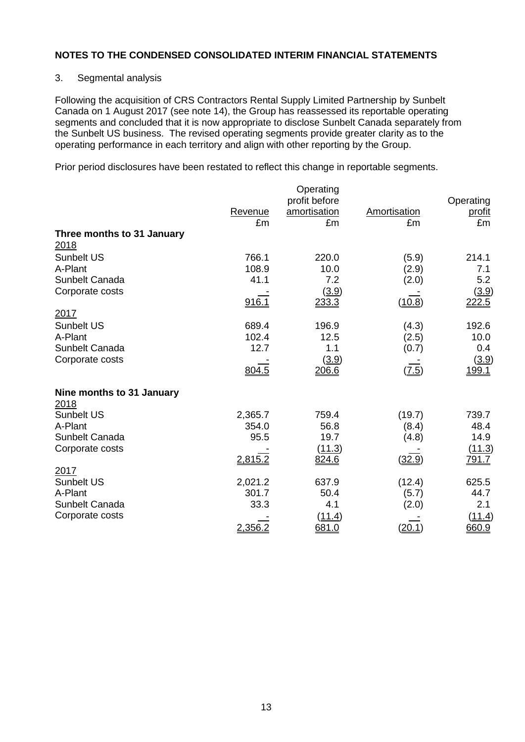## NOTES TO THE CONDENSED CONSOLIDATED INTERIM FINANCIAL STATEMENTS

3. Segmental analysis

Following the acquisition of CRS Contractors Rental Supply Limited Partnership by Sunbelt Canada on 1 August 2017 (see note 14), the Group has reassessed its reportable operating segments and concluded that it is now appropriate to disclose Sunbelt Canada separately from the Sunbelt US business. The revised operating segments provide greater clarity as to the operating performance in each territory and align with other reporting by the Group.

Prior period disclosures have been restated to reflect this change in reportable segments.

| | Revenue | Operating profit before amortisation | Amortisation | Operating profit |
|---|---|---|---|---|
| | £m | £m | £m | £m |
| **Three months to 31 January** | | | | |
| 2018 | | | | |
| Sunbelt US | 766.1 | 220.0 | (5.9) | 214.1 |
| A-Plant | 108.9 | 10.0 | (2.9) | 7.1 |
| Sunbelt Canada | 41.1 | 7.2 | (2.0) | 5.2 |
| Corporate costs | - | (3.9) | - | (3.9) |
| | 916.1 | 233.3 | (10.8) | 222.5 |
| 2017 | | | | |
| Sunbelt US | 689.4 | 196.9 | (4.3) | 192.6 |
| A-Plant | 102.4 | 12.5 | (2.5) | 10.0 |
| Sunbelt Canada | 12.7 | 1.1 | (0.7) | 0.4 |
| Corporate costs | - | (3.9) | - | (3.9) |
| | 804.5 | 206.6 | (7.5) | 199.1 |
| **Nine months to 31 January** | | | | |
| 2018 | | | | |
| Sunbelt US | 2,365.7 | 759.4 | (19.7) | 739.7 |
| A-Plant | 354.0 | 56.8 | (8.4) | 48.4 |
| Sunbelt Canada | 95.5 | 19.7 | (4.8) | 14.9 |
| Corporate costs | - | (11.3) | - | (11.3) |
| | 2,815.2 | 824.6 | (32.9) | 791.7 |
| 2017 | | | | |
| Sunbelt US | 2,021.2 | 637.9 | (12.4) | 625.5 |
| A-Plant | 301.7 | 50.4 | (5.7) | 44.7 |
| Sunbelt Canada | 33.3 | 4.1 | (2.0) | 2.1 |
| Corporate costs | - | (11.4) | - | (11.4) |
| | 2,356.2 | 681.0 | (20.1) | 660.9 |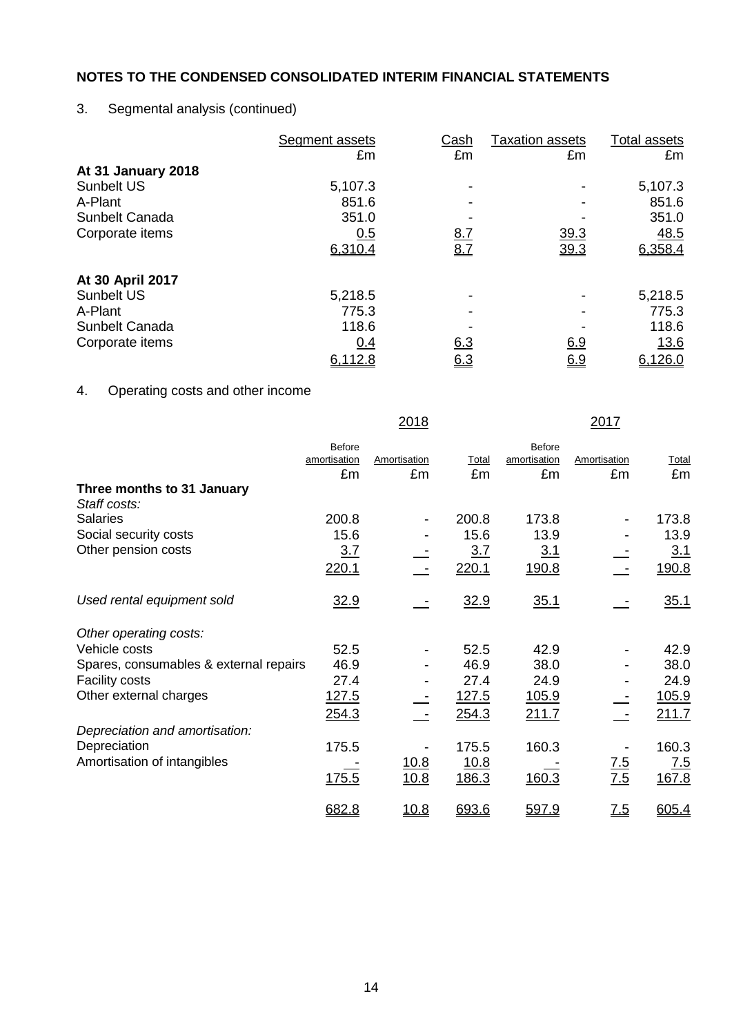## NOTES TO THE CONDENSED CONSOLIDATED INTERIM FINANCIAL STATEMENTS

3. Segmental analysis (continued)

| | Segment assets | Cash | Taxation assets | Total assets |
|---|---|---|---|---|
| | £m | £m | £m | £m |
| **At 31 January 2018** | | | | |
| Sunbelt US | 5,107.3 | - | - | 5,107.3 |
| A-Plant | 851.6 | - | - | 851.6 |
| Sunbelt Canada | 351.0 | - | - | 351.0 |
| Corporate items | 0.5 | 8.7 | 39.3 | 48.5 |
| | 6,310.4 | 8.7 | 39.3 | 6,358.4 |
| **At 30 April 2017** | | | | |
| Sunbelt US | 5,218.5 | - | - | 5,218.5 |
| A-Plant | 775.3 | - | - | 775.3 |
| Sunbelt Canada | 118.6 | - | - | 118.6 |
| Corporate items | 0.4 | 6.3 | 6.9 | 13.6 |
| | 6,112.8 | 6.3 | 6.9 | 6,126.0 |

4. Operating costs and other income

| | 2018 | | | 2017 | | |
|---|---|---|---|---|---|---|
| | Before amortisation | Amortisation | Total | Before amortisation | Amortisation | Total |
| | £m | £m | £m | £m | £m | £m |
| **Three months to 31 January** | | | | | | |
| *Staff costs:* | | | | | | |
| Salaries | 200.8 | - | 200.8 | 173.8 | - | 173.8 |
| Social security costs | 15.6 | - | 15.6 | 13.9 | - | 13.9 |
| Other pension costs | 3.7 | - | 3.7 | 3.1 | - | 3.1 |
| | 220.1 | - | 220.1 | 190.8 | - | 190.8 |
| *Used rental equipment sold* | 32.9 | - | 32.9 | 35.1 | - | 35.1 |
| *Other operating costs:* | | | | | | |
| Vehicle costs | 52.5 | - | 52.5 | 42.9 | - | 42.9 |
| Spares, consumables & external repairs | 46.9 | - | 46.9 | 38.0 | - | 38.0 |
| Facility costs | 27.4 | - | 27.4 | 24.9 | - | 24.9 |
| Other external charges | 127.5 | - | 127.5 | 105.9 | - | 105.9 |
| | 254.3 | - | 254.3 | 211.7 | - | 211.7 |
| *Depreciation and amortisation:* | | | | | | |
| Depreciation | 175.5 | - | 175.5 | 160.3 | - | 160.3 |
| Amortisation of intangibles | - | 10.8 | 10.8 | - | 7.5 | 7.5 |
| | 175.5 | 10.8 | 186.3 | 160.3 | 7.5 | 167.8 |
| | 682.8 | 10.8 | 693.6 | 597.9 | 7.5 | 605.4 |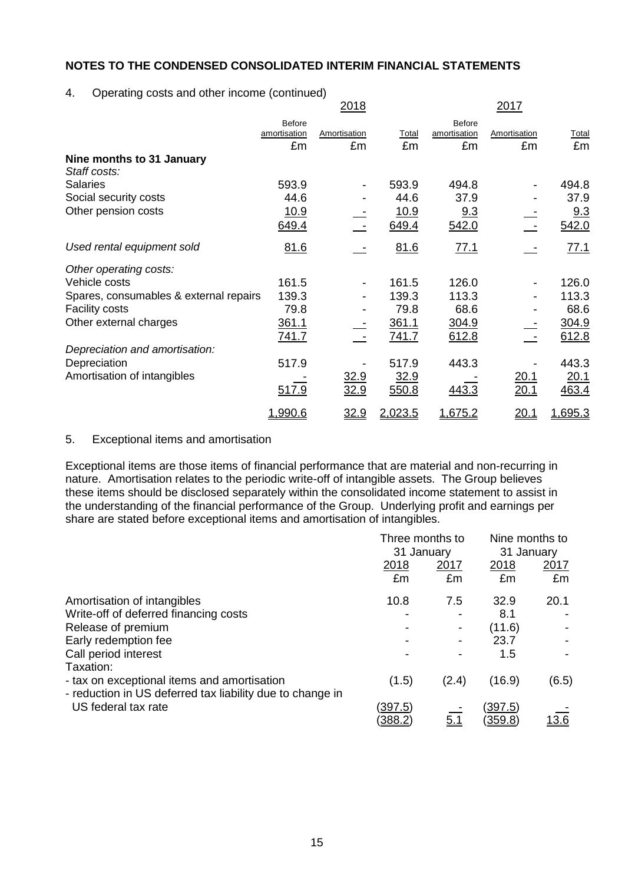## NOTES TO THE CONDENSED CONSOLIDATED INTERIM FINANCIAL STATEMENTS

4. Operating costs and other income (continued)

| | 2018 | | | 2017 | | |
|---|---|---|---|---|---|---|
| | Before amortisation | Amortisation | Total | Before amortisation | Amortisation | Total |
| | £m | £m | £m | £m | £m | £m |
| **Nine months to 31 January** | | | | | | |
| *Staff costs:* | | | | | | |
| Salaries | 593.9 | - | 593.9 | 494.8 | - | 494.8 |
| Social security costs | 44.6 | - | 44.6 | 37.9 | - | 37.9 |
| Other pension costs | 10.9 | - | 10.9 | 9.3 | - | 9.3 |
| | 649.4 | - | 649.4 | 542.0 | - | 542.0 |
| *Used rental equipment sold* | 81.6 | - | 81.6 | 77.1 | - | 77.1 |
| *Other operating costs:* | | | | | | |
| Vehicle costs | 161.5 | - | 161.5 | 126.0 | - | 126.0 |
| Spares, consumables & external repairs | 139.3 | - | 139.3 | 113.3 | - | 113.3 |
| Facility costs | 79.8 | - | 79.8 | 68.6 | - | 68.6 |
| Other external charges | 361.1 | - | 361.1 | 304.9 | - | 304.9 |
| | 741.7 | - | 741.7 | 612.8 | - | 612.8 |
| *Depreciation and amortisation:* | | | | | | |
| Depreciation | 517.9 | - | 517.9 | 443.3 | - | 443.3 |
| Amortisation of intangibles | - | 32.9 | 32.9 | - | 20.1 | 20.1 |
| | 517.9 | 32.9 | 550.8 | 443.3 | 20.1 | 463.4 |
| | 1,990.6 | 32.9 | 2,023.5 | 1,675.2 | 20.1 | 1,695.3 |

5. Exceptional items and amortisation

Exceptional items are those items of financial performance that are material and non-recurring in nature. Amortisation relates to the periodic write-off of intangible assets. The Group believes these items should be disclosed separately within the consolidated income statement to assist in the understanding of the financial performance of the Group. Underlying profit and earnings per share are stated before exceptional items and amortisation of intangibles.

| | Three months to 31 January | | Nine months to 31 January | |
|---|---|---|---|---|
| | 2018 | 2017 | 2018 | 2017 |
| | £m | £m | £m | £m |
| Amortisation of intangibles | 10.8 | 7.5 | 32.9 | 20.1 |
| Write-off of deferred financing costs | - | - | 8.1 | - |
| Release of premium | - | - | (11.6) | - |
| Early redemption fee | - | - | 23.7 | - |
| Call period interest | - | - | 1.5 | - |
| Taxation: | | | | |
| - tax on exceptional items and amortisation | (1.5) | (2.4) | (16.9) | (6.5) |
| - reduction in US deferred tax liability due to change in US federal tax rate | (397.5) | - | (397.5) | - |
| | (388.2) | 5.1 | (359.8) | 13.6 |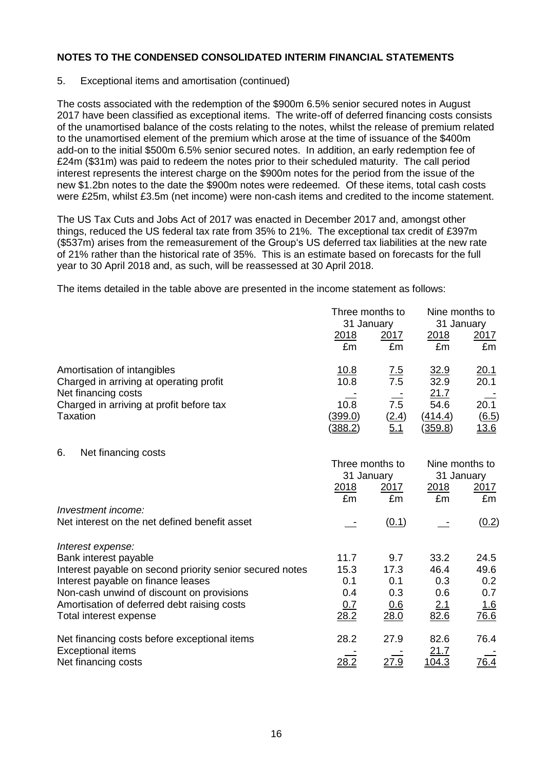**NOTES TO THE CONDENSED CONSOLIDATED INTERIM FINANCIAL STATEMENTS**

5. Exceptional items and amortisation (continued)

The costs associated with the redemption of the \$900m 6.5% senior secured notes in August 2017 have been classified as exceptional items. The write-off of deferred financing costs consists of the unamortised balance of the costs relating to the notes, whilst the release of premium related to the unamortised element of the premium which arose at the time of issuance of the \$400m add-on to the initial \$500m 6.5% senior secured notes. In addition, an early redemption fee of £24m (\$31m) was paid to redeem the notes prior to their scheduled maturity. The call period interest represents the interest charge on the \$900m notes for the period from the issue of the new \$1.2bn notes to the date the \$900m notes were redeemed. Of these items, total cash costs were £25m, whilst £3.5m (net income) were non-cash items and credited to the income statement.

The US Tax Cuts and Jobs Act of 2017 was enacted in December 2017 and, amongst other things, reduced the US federal tax rate from 35% to 21%. The exceptional tax credit of £397m (\$537m) arises from the remeasurement of the Group's US deferred tax liabilities at the new rate of 21% rather than the historical rate of 35%. This is an estimate based on forecasts for the full year to 30 April 2018 and, as such, will be reassessed at 30 April 2018.

The items detailed in the table above are presented in the income statement as follows:

| | Three months to 31 January | | Nine months to 31 January | |
|---|---|---|---|---|
| | 2018 | 2017 | 2018 | 2017 |
| | £m | £m | £m | £m |
| Amortisation of intangibles | 10.8 | 7.5 | 32.9 | 20.1 |
| Charged in arriving at operating profit | 10.8 | 7.5 | 32.9 | 20.1 |
| Net financing costs | - | - | 21.7 | - |
| Charged in arriving at profit before tax | 10.8 | 7.5 | 54.6 | 20.1 |
| Taxation | (399.0) | (2.4) | (414.4) | (6.5) |
| | (388.2) | 5.1 | (359.8) | 13.6 |

6. Net financing costs

| | Three months to 31 January | | Nine months to 31 January | |
|---|---|---|---|---|
| | 2018 | 2017 | 2018 | 2017 |
| | £m | £m | £m | £m |
| *Investment income:* | | | | |
| Net interest on the net defined benefit asset | - | (0.1) | - | (0.2) |
| *Interest expense:* | | | | |
| Bank interest payable | 11.7 | 9.7 | 33.2 | 24.5 |
| Interest payable on second priority senior secured notes | 15.3 | 17.3 | 46.4 | 49.6 |
| Interest payable on finance leases | 0.1 | 0.1 | 0.3 | 0.2 |
| Non-cash unwind of discount on provisions | 0.4 | 0.3 | 0.6 | 0.7 |
| Amortisation of deferred debt raising costs | 0.7 | 0.6 | 2.1 | 1.6 |
| Total interest expense | 28.2 | 28.0 | 82.6 | 76.6 |
| Net financing costs before exceptional items | 28.2 | 27.9 | 82.6 | 76.4 |
| Exceptional items | - | - | 21.7 | - |
| Net financing costs | 28.2 | 27.9 | 104.3 | 76.4 |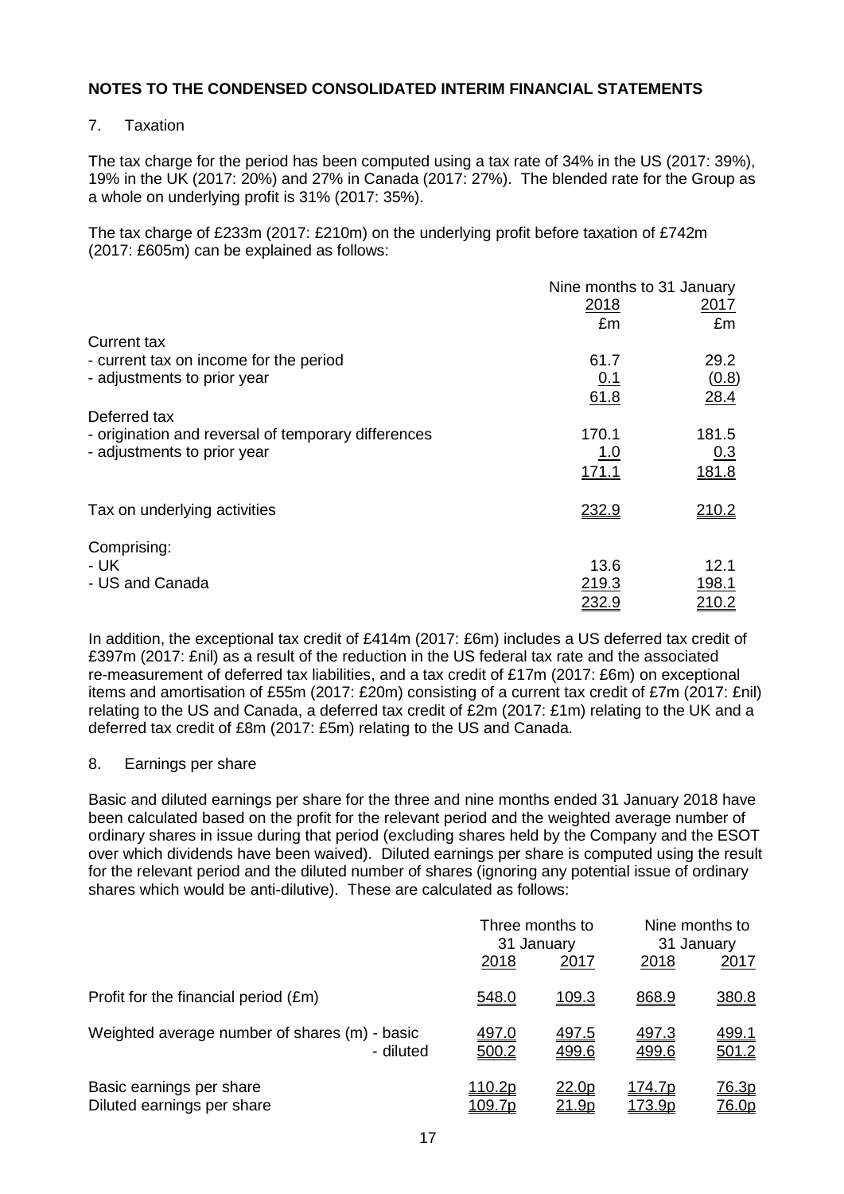## NOTES TO THE CONDENSED CONSOLIDATED INTERIM FINANCIAL STATEMENTS

### 7. Taxation

The tax charge for the period has been computed using a tax rate of 34% in the US (2017: 39%), 19% in the UK (2017: 20%) and 27% in Canada (2017: 27%). The blended rate for the Group as a whole on underlying profit is 31% (2017: 35%).

The tax charge of £233m (2017: £210m) on the underlying profit before taxation of £742m (2017: £605m) can be explained as follows:

| | Nine months to 31 January | |
|---|---|---|
| | 2018 | 2017 |
| | £m | £m |
| Current tax | | |
| - current tax on income for the period | 61.7 | 29.2 |
| - adjustments to prior year | 0.1 | (0.8) |
| | 61.8 | 28.4 |
| Deferred tax | | |
| - origination and reversal of temporary differences | 170.1 | 181.5 |
| - adjustments to prior year | 1.0 | 0.3 |
| | 171.1 | 181.8 |
| Tax on underlying activities | 232.9 | 210.2 |
| Comprising: | | |
| - UK | 13.6 | 12.1 |
| - US and Canada | 219.3 | 198.1 |
| | 232.9 | 210.2 |

In addition, the exceptional tax credit of £414m (2017: £6m) includes a US deferred tax credit of £397m (2017: £nil) as a result of the reduction in the US federal tax rate and the associated re-measurement of deferred tax liabilities, and a tax credit of £17m (2017: £6m) on exceptional items and amortisation of £55m (2017: £20m) consisting of a current tax credit of £7m (2017: £nil) relating to the US and Canada, a deferred tax credit of £2m (2017: £1m) relating to the UK and a deferred tax credit of £8m (2017: £5m) relating to the US and Canada.

### 8. Earnings per share

Basic and diluted earnings per share for the three and nine months ended 31 January 2018 have been calculated based on the profit for the relevant period and the weighted average number of ordinary shares in issue during that period (excluding shares held by the Company and the ESOT over which dividends have been waived). Diluted earnings per share is computed using the result for the relevant period and the diluted number of shares (ignoring any potential issue of ordinary shares which would be anti-dilutive). These are calculated as follows:

| | Three months to 31 January | | Nine months to 31 January | |
|---|---|---|---|---|
| | 2018 | 2017 | 2018 | 2017 |
| Profit for the financial period (£m) | 548.0 | 109.3 | 868.9 | 380.8 |
| Weighted average number of shares (m) - basic | 497.0 | 497.5 | 497.3 | 499.1 |
| - diluted | 500.2 | 499.6 | 499.6 | 501.2 |
| Basic earnings per share | 110.2p | 22.0p | 174.7p | 76.3p |
| Diluted earnings per share | 109.7p | 21.9p | 173.9p | 76.0p |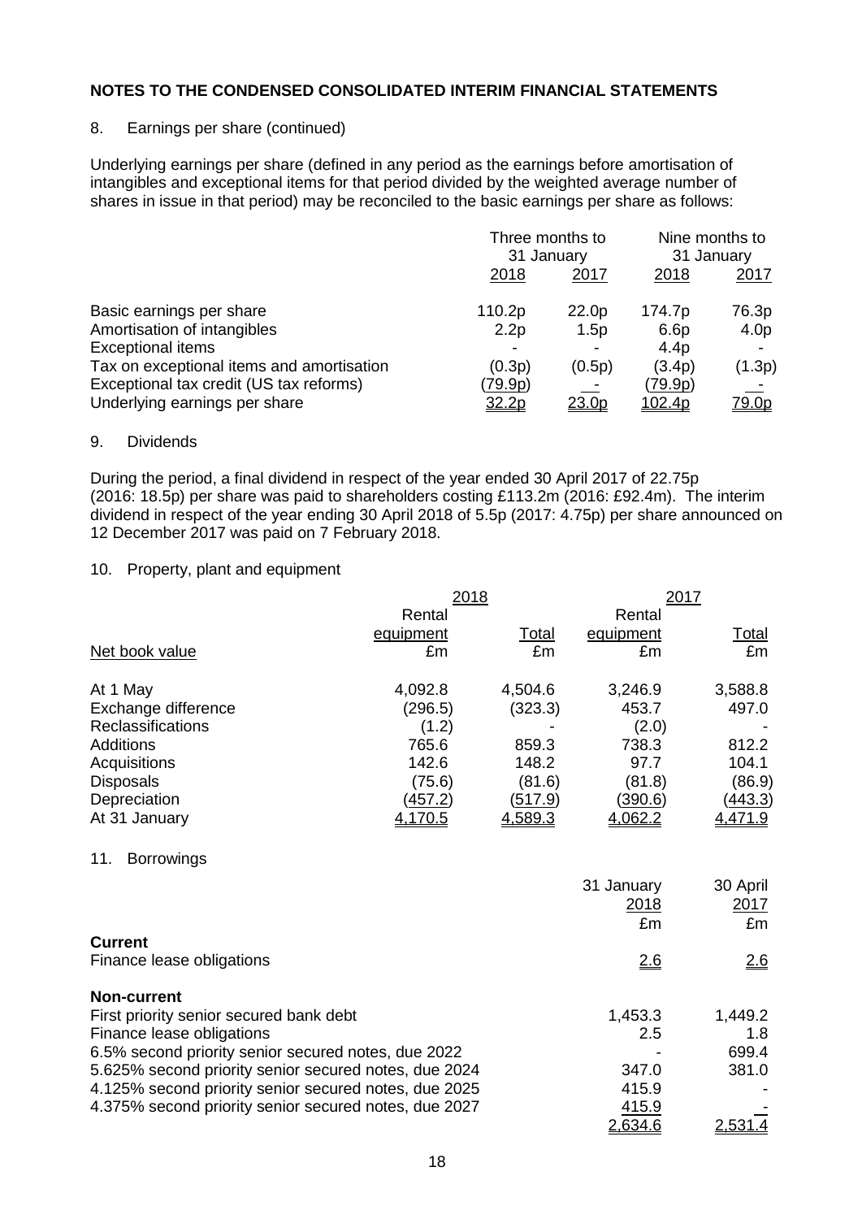## NOTES TO THE CONDENSED CONSOLIDATED INTERIM FINANCIAL STATEMENTS

8. Earnings per share (continued)

Underlying earnings per share (defined in any period as the earnings before amortisation of intangibles and exceptional items for that period divided by the weighted average number of shares in issue in that period) may be reconciled to the basic earnings per share as follows:

| | Three months to 31 January | | Nine months to 31 January | |
|---|---|---|---|---|
| | 2018 | 2017 | 2018 | 2017 |
| Basic earnings per share | 110.2p | 22.0p | 174.7p | 76.3p |
| Amortisation of intangibles | 2.2p | 1.5p | 6.6p | 4.0p |
| Exceptional items | - | - | 4.4p | - |
| Tax on exceptional items and amortisation | (0.3p) | (0.5p) | (3.4p) | (1.3p) |
| Exceptional tax credit (US tax reforms) | (79.9p) | - | (79.9p) | - |
| Underlying earnings per share | 32.2p | 23.0p | 102.4p | 79.0p |

9. Dividends

During the period, a final dividend in respect of the year ended 30 April 2017 of 22.75p (2016: 18.5p) per share was paid to shareholders costing £113.2m (2016: £92.4m). The interim dividend in respect of the year ending 30 April 2018 of 5.5p (2017: 4.75p) per share announced on 12 December 2017 was paid on 7 February 2018.

10. Property, plant and equipment

| | 2018 | | 2017 | |
|---|---|---|---|---|
| | Rental equipment | Total | Rental equipment | Total |
| Net book value | £m | £m | £m | £m |
| At 1 May | 4,092.8 | 4,504.6 | 3,246.9 | 3,588.8 |
| Exchange difference | (296.5) | (323.3) | 453.7 | 497.0 |
| Reclassifications | (1.2) | - | (2.0) | - |
| Additions | 765.6 | 859.3 | 738.3 | 812.2 |
| Acquisitions | 142.6 | 148.2 | 97.7 | 104.1 |
| Disposals | (75.6) | (81.6) | (81.8) | (86.9) |
| Depreciation | (457.2) | (517.9) | (390.6) | (443.3) |
| At 31 January | 4,170.5 | 4,589.3 | 4,062.2 | 4,471.9 |

11. Borrowings

| | 31 January 2018 | 30 April 2017 |
|---|---|---|
| | £m | £m |
| **Current** | | |
| Finance lease obligations | 2.6 | 2.6 |
| **Non-current** | | |
| First priority senior secured bank debt | 1,453.3 | 1,449.2 |
| Finance lease obligations | 2.5 | 1.8 |
| 6.5% second priority senior secured notes, due 2022 | - | 699.4 |
| 5.625% second priority senior secured notes, due 2024 | 347.0 | 381.0 |
| 4.125% second priority senior secured notes, due 2025 | 415.9 | - |
| 4.375% second priority senior secured notes, due 2027 | 415.9 | - |
| | 2,634.6 | 2,531.4 |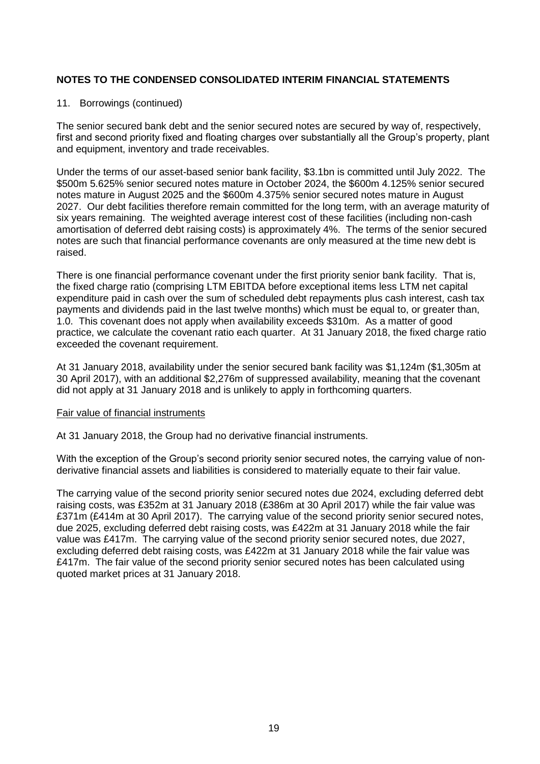## NOTES TO THE CONDENSED CONSOLIDATED INTERIM FINANCIAL STATEMENTS

11. Borrowings (continued)

The senior secured bank debt and the senior secured notes are secured by way of, respectively, first and second priority fixed and floating charges over substantially all the Group's property, plant and equipment, inventory and trade receivables.

Under the terms of our asset-based senior bank facility, $3.1bn is committed until July 2022. The $500m 5.625% senior secured notes mature in October 2024, the $600m 4.125% senior secured notes mature in August 2025 and the $600m 4.375% senior secured notes mature in August 2027. Our debt facilities therefore remain committed for the long term, with an average maturity of six years remaining. The weighted average interest cost of these facilities (including non-cash amortisation of deferred debt raising costs) is approximately 4%. The terms of the senior secured notes are such that financial performance covenants are only measured at the time new debt is raised.

There is one financial performance covenant under the first priority senior bank facility. That is, the fixed charge ratio (comprising LTM EBITDA before exceptional items less LTM net capital expenditure paid in cash over the sum of scheduled debt repayments plus cash interest, cash tax payments and dividends paid in the last twelve months) which must be equal to, or greater than, 1.0. This covenant does not apply when availability exceeds $310m. As a matter of good practice, we calculate the covenant ratio each quarter. At 31 January 2018, the fixed charge ratio exceeded the covenant requirement.

At 31 January 2018, availability under the senior secured bank facility was $1,124m ($1,305m at 30 April 2017), with an additional $2,276m of suppressed availability, meaning that the covenant did not apply at 31 January 2018 and is unlikely to apply in forthcoming quarters.

Fair value of financial instruments

At 31 January 2018, the Group had no derivative financial instruments.

With the exception of the Group's second priority senior secured notes, the carrying value of non-derivative financial assets and liabilities is considered to materially equate to their fair value.

The carrying value of the second priority senior secured notes due 2024, excluding deferred debt raising costs, was £352m at 31 January 2018 (£386m at 30 April 2017) while the fair value was £371m (£414m at 30 April 2017). The carrying value of the second priority senior secured notes, due 2025, excluding deferred debt raising costs, was £422m at 31 January 2018 while the fair value was £417m. The carrying value of the second priority senior secured notes, due 2027, excluding deferred debt raising costs, was £422m at 31 January 2018 while the fair value was £417m. The fair value of the second priority senior secured notes has been calculated using quoted market prices at 31 January 2018.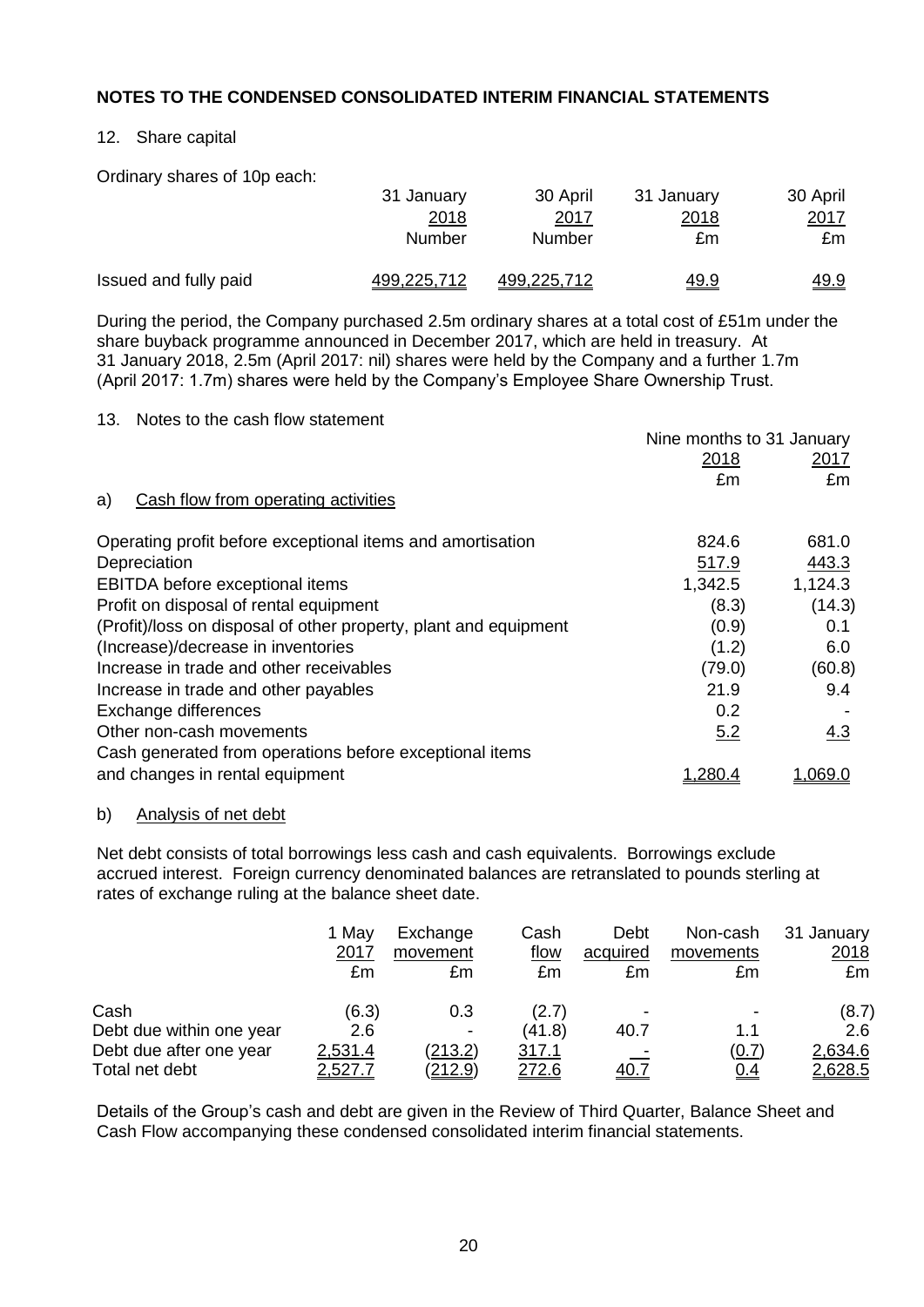# NOTES TO THE CONDENSED CONSOLIDATED INTERIM FINANCIAL STATEMENTS

## 12. Share capital

Ordinary shares of 10p each:

| | 31 January 2018 Number | 30 April 2017 Number | 31 January 2018 £m | 30 April 2017 £m |
|---|---|---|---|---|
| Issued and fully paid | 499,225,712 | 499,225,712 | 49.9 | 49.9 |

During the period, the Company purchased 2.5m ordinary shares at a total cost of £51m under the share buyback programme announced in December 2017, which are held in treasury. At 31 January 2018, 2.5m (April 2017: nil) shares were held by the Company and a further 1.7m (April 2017: 1.7m) shares were held by the Company's Employee Share Ownership Trust.

## 13. Notes to the cash flow statement

### a) Cash flow from operating activities

| | Nine months to 31 January 2018 £m | Nine months to 31 January 2017 £m |
|---|---|---|
| Operating profit before exceptional items and amortisation | 824.6 | 681.0 |
| Depreciation | 517.9 | 443.3 |
| EBITDA before exceptional items | 1,342.5 | 1,124.3 |
| Profit on disposal of rental equipment | (8.3) | (14.3) |
| (Profit)/loss on disposal of other property, plant and equipment | (0.9) | 0.1 |
| (Increase)/decrease in inventories | (1.2) | 6.0 |
| Increase in trade and other receivables | (79.0) | (60.8) |
| Increase in trade and other payables | 21.9 | 9.4 |
| Exchange differences | 0.2 | - |
| Other non-cash movements | 5.2 | 4.3 |
| Cash generated from operations before exceptional items and changes in rental equipment | 1,280.4 | 1,069.0 |

### b) Analysis of net debt

Net debt consists of total borrowings less cash and cash equivalents. Borrowings exclude accrued interest. Foreign currency denominated balances are retranslated to pounds sterling at rates of exchange ruling at the balance sheet date.

| | 1 May 2017 £m | Exchange movement £m | Cash flow £m | Debt acquired £m | Non-cash movements £m | 31 January 2018 £m |
|---|---|---|---|---|---|---|
| Cash | (6.3) | 0.3 | (2.7) | - | - | (8.7) |
| Debt due within one year | 2.6 | - | (41.8) | 40.7 | 1.1 | 2.6 |
| Debt due after one year | 2,531.4 | (213.2) | 317.1 | - | (0.7) | 2,634.6 |
| Total net debt | 2,527.7 | (212.9) | 272.6 | 40.7 | 0.4 | 2,628.5 |

Details of the Group's cash and debt are given in the Review of Third Quarter, Balance Sheet and Cash Flow accompanying these condensed consolidated interim financial statements.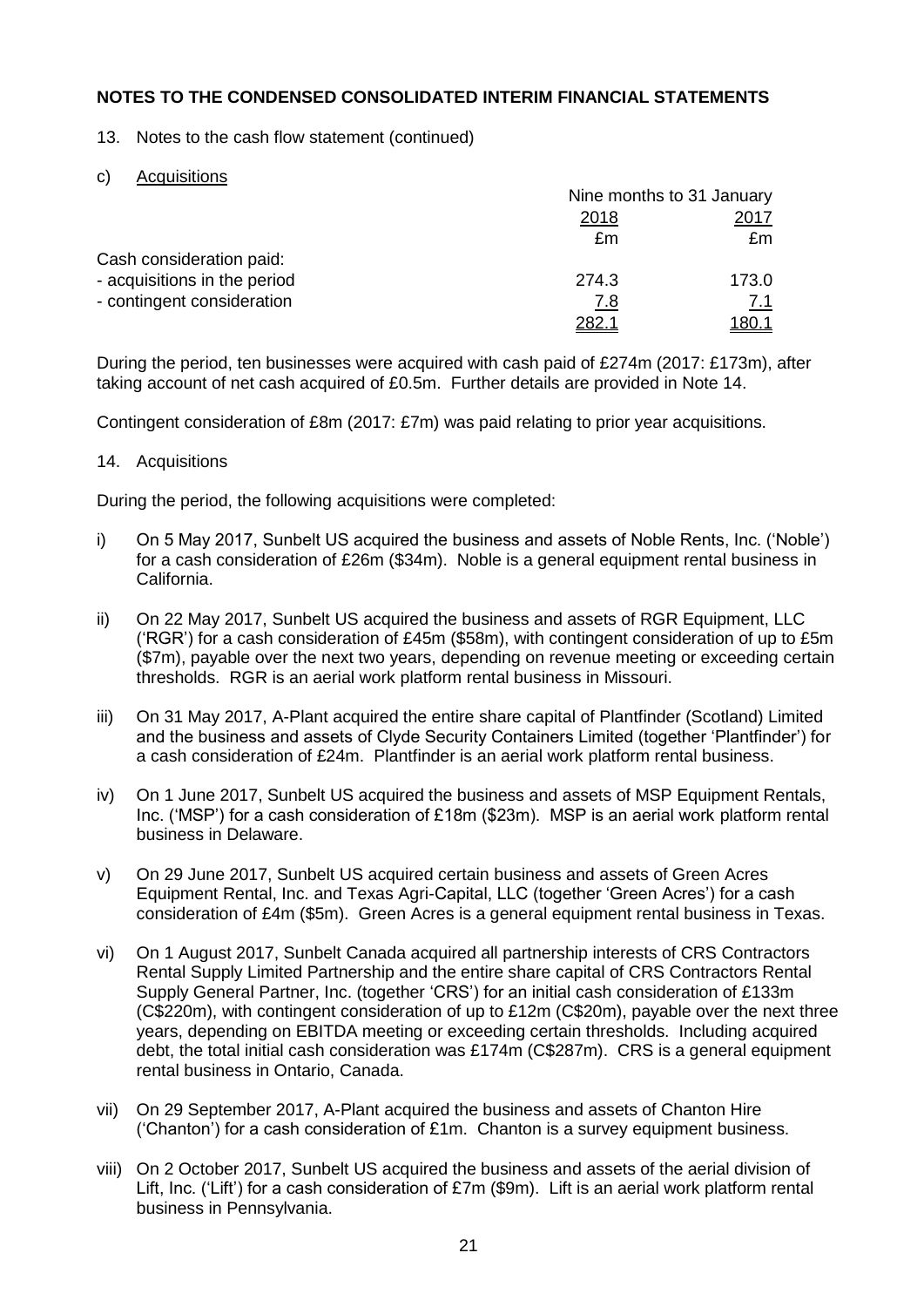## NOTES TO THE CONDENSED CONSOLIDATED INTERIM FINANCIAL STATEMENTS

13. Notes to the cash flow statement (continued)

c) Acquisitions

| | Nine months to 31 January | |
|---|---|---|
| | 2018 | 2017 |
| | £m | £m |
| Cash consideration paid: | | |
| - acquisitions in the period | 274.3 | 173.0 |
| - contingent consideration | 7.8 | 7.1 |
| | 282.1 | 180.1 |

During the period, ten businesses were acquired with cash paid of £274m (2017: £173m), after taking account of net cash acquired of £0.5m. Further details are provided in Note 14.

Contingent consideration of £8m (2017: £7m) was paid relating to prior year acquisitions.

14. Acquisitions

During the period, the following acquisitions were completed:

i) On 5 May 2017, Sunbelt US acquired the business and assets of Noble Rents, Inc. ('Noble') for a cash consideration of £26m ($34m). Noble is a general equipment rental business in California.

ii) On 22 May 2017, Sunbelt US acquired the business and assets of RGR Equipment, LLC ('RGR') for a cash consideration of £45m ($58m), with contingent consideration of up to £5m ($7m), payable over the next two years, depending on revenue meeting or exceeding certain thresholds. RGR is an aerial work platform rental business in Missouri.

iii) On 31 May 2017, A-Plant acquired the entire share capital of Plantfinder (Scotland) Limited and the business and assets of Clyde Security Containers Limited (together 'Plantfinder') for a cash consideration of £24m. Plantfinder is an aerial work platform rental business.

iv) On 1 June 2017, Sunbelt US acquired the business and assets of MSP Equipment Rentals, Inc. ('MSP') for a cash consideration of £18m ($23m). MSP is an aerial work platform rental business in Delaware.

v) On 29 June 2017, Sunbelt US acquired certain business and assets of Green Acres Equipment Rental, Inc. and Texas Agri-Capital, LLC (together 'Green Acres') for a cash consideration of £4m ($5m). Green Acres is a general equipment rental business in Texas.

vi) On 1 August 2017, Sunbelt Canada acquired all partnership interests of CRS Contractors Rental Supply Limited Partnership and the entire share capital of CRS Contractors Rental Supply General Partner, Inc. (together 'CRS') for an initial cash consideration of £133m (C$220m), with contingent consideration of up to £12m (C$20m), payable over the next three years, depending on EBITDA meeting or exceeding certain thresholds. Including acquired debt, the total initial cash consideration was £174m (C$287m). CRS is a general equipment rental business in Ontario, Canada.

vii) On 29 September 2017, A-Plant acquired the business and assets of Chanton Hire ('Chanton') for a cash consideration of £1m. Chanton is a survey equipment business.

viii) On 2 October 2017, Sunbelt US acquired the business and assets of the aerial division of Lift, Inc. ('Lift') for a cash consideration of £7m ($9m). Lift is an aerial work platform rental business in Pennsylvania.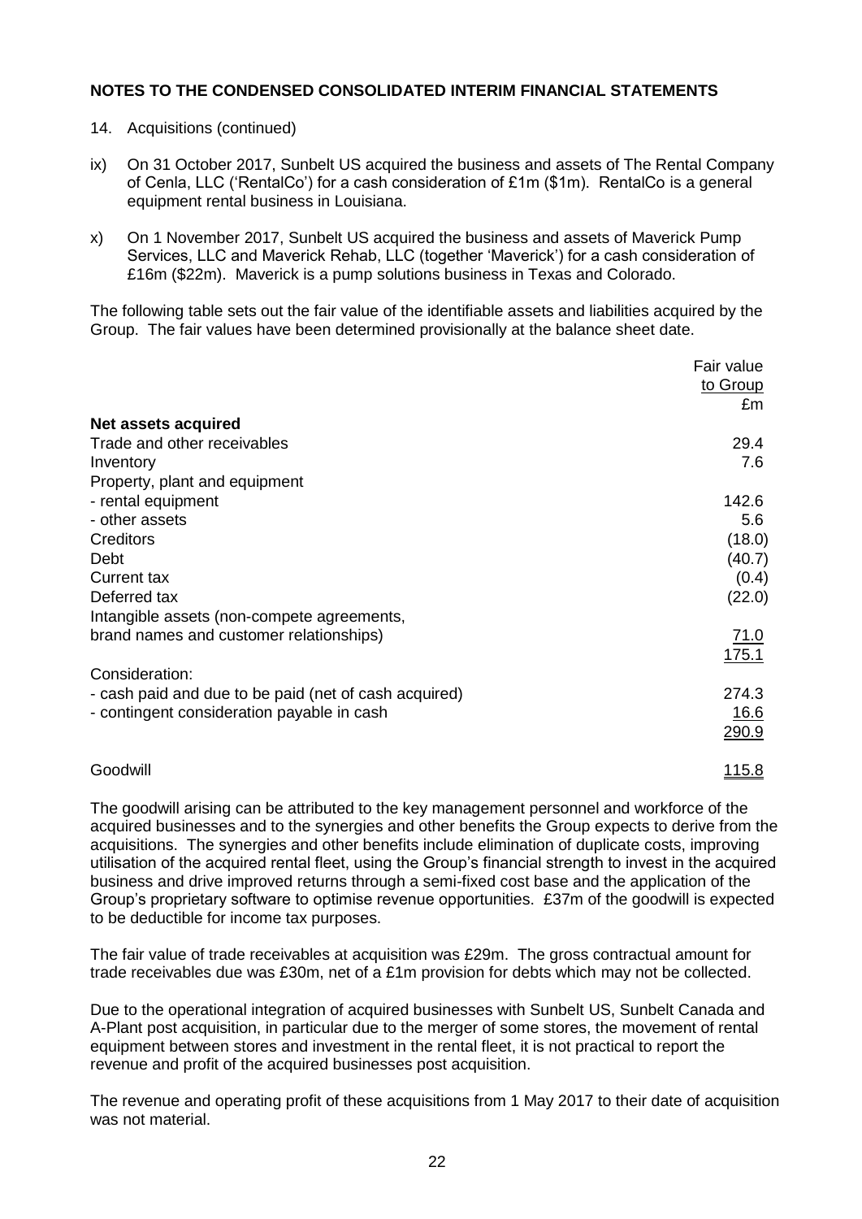## NOTES TO THE CONDENSED CONSOLIDATED INTERIM FINANCIAL STATEMENTS

14. Acquisitions (continued)

ix) On 31 October 2017, Sunbelt US acquired the business and assets of The Rental Company of Cenla, LLC ('RentalCo') for a cash consideration of £1m ($1m). RentalCo is a general equipment rental business in Louisiana.

x) On 1 November 2017, Sunbelt US acquired the business and assets of Maverick Pump Services, LLC and Maverick Rehab, LLC (together 'Maverick') for a cash consideration of £16m ($22m). Maverick is a pump solutions business in Texas and Colorado.

The following table sets out the fair value of the identifiable assets and liabilities acquired by the Group. The fair values have been determined provisionally at the balance sheet date.

| | Fair value to Group £m |
|---|---|
| **Net assets acquired** | |
| Trade and other receivables | 29.4 |
| Inventory | 7.6 |
| Property, plant and equipment | |
| - rental equipment | 142.6 |
| - other assets | 5.6 |
| Creditors | (18.0) |
| Debt | (40.7) |
| Current tax | (0.4) |
| Deferred tax | (22.0) |
| Intangible assets (non-compete agreements, brand names and customer relationships) | 71.0 |
| | 175.1 |
| Consideration: | |
| - cash paid and due to be paid (net of cash acquired) | 274.3 |
| - contingent consideration payable in cash | 16.6 |
| | 290.9 |
| Goodwill | 115.8 |

The goodwill arising can be attributed to the key management personnel and workforce of the acquired businesses and to the synergies and other benefits the Group expects to derive from the acquisitions. The synergies and other benefits include elimination of duplicate costs, improving utilisation of the acquired rental fleet, using the Group's financial strength to invest in the acquired business and drive improved returns through a semi-fixed cost base and the application of the Group's proprietary software to optimise revenue opportunities. £37m of the goodwill is expected to be deductible for income tax purposes.

The fair value of trade receivables at acquisition was £29m. The gross contractual amount for trade receivables due was £30m, net of a £1m provision for debts which may not be collected.

Due to the operational integration of acquired businesses with Sunbelt US, Sunbelt Canada and A-Plant post acquisition, in particular due to the merger of some stores, the movement of rental equipment between stores and investment in the rental fleet, it is not practical to report the revenue and profit of the acquired businesses post acquisition.

The revenue and operating profit of these acquisitions from 1 May 2017 to their date of acquisition was not material.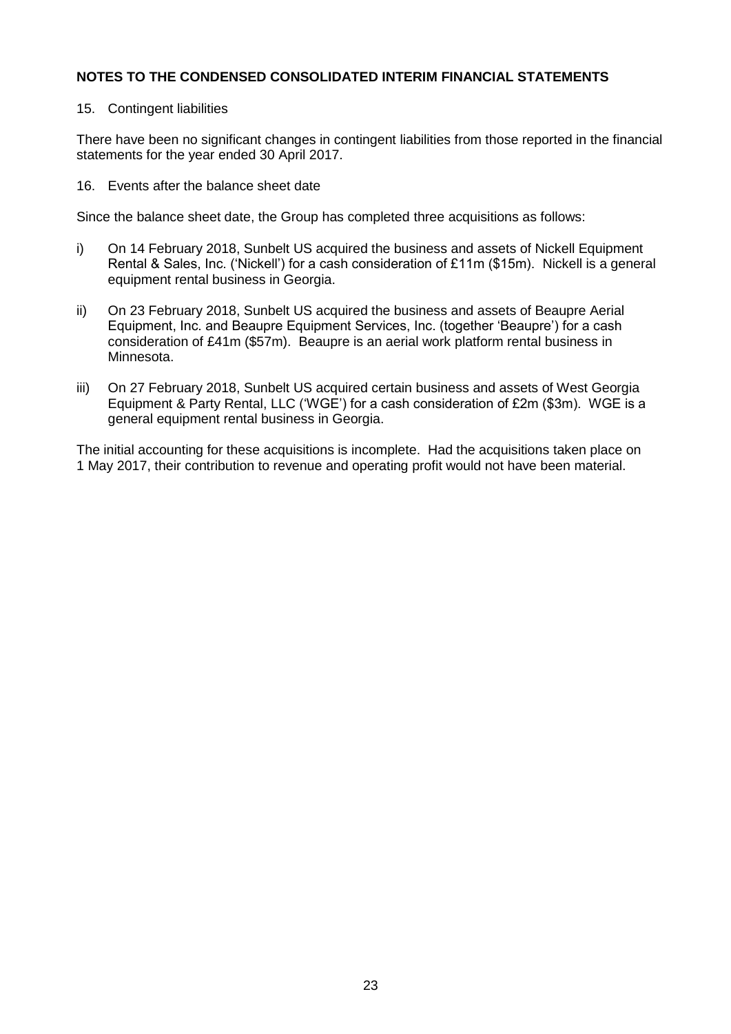**NOTES TO THE CONDENSED CONSOLIDATED INTERIM FINANCIAL STATEMENTS**

15. Contingent liabilities

There have been no significant changes in contingent liabilities from those reported in the financial statements for the year ended 30 April 2017.

16. Events after the balance sheet date

Since the balance sheet date, the Group has completed three acquisitions as follows:

i) On 14 February 2018, Sunbelt US acquired the business and assets of Nickell Equipment Rental & Sales, Inc. ('Nickell') for a cash consideration of £11m ($15m). Nickell is a general equipment rental business in Georgia.

ii) On 23 February 2018, Sunbelt US acquired the business and assets of Beaupre Aerial Equipment, Inc. and Beaupre Equipment Services, Inc. (together 'Beaupre') for a cash consideration of £41m ($57m). Beaupre is an aerial work platform rental business in Minnesota.

iii) On 27 February 2018, Sunbelt US acquired certain business and assets of West Georgia Equipment & Party Rental, LLC ('WGE') for a cash consideration of £2m ($3m). WGE is a general equipment rental business in Georgia.

The initial accounting for these acquisitions is incomplete. Had the acquisitions taken place on 1 May 2017, their contribution to revenue and operating profit would not have been material.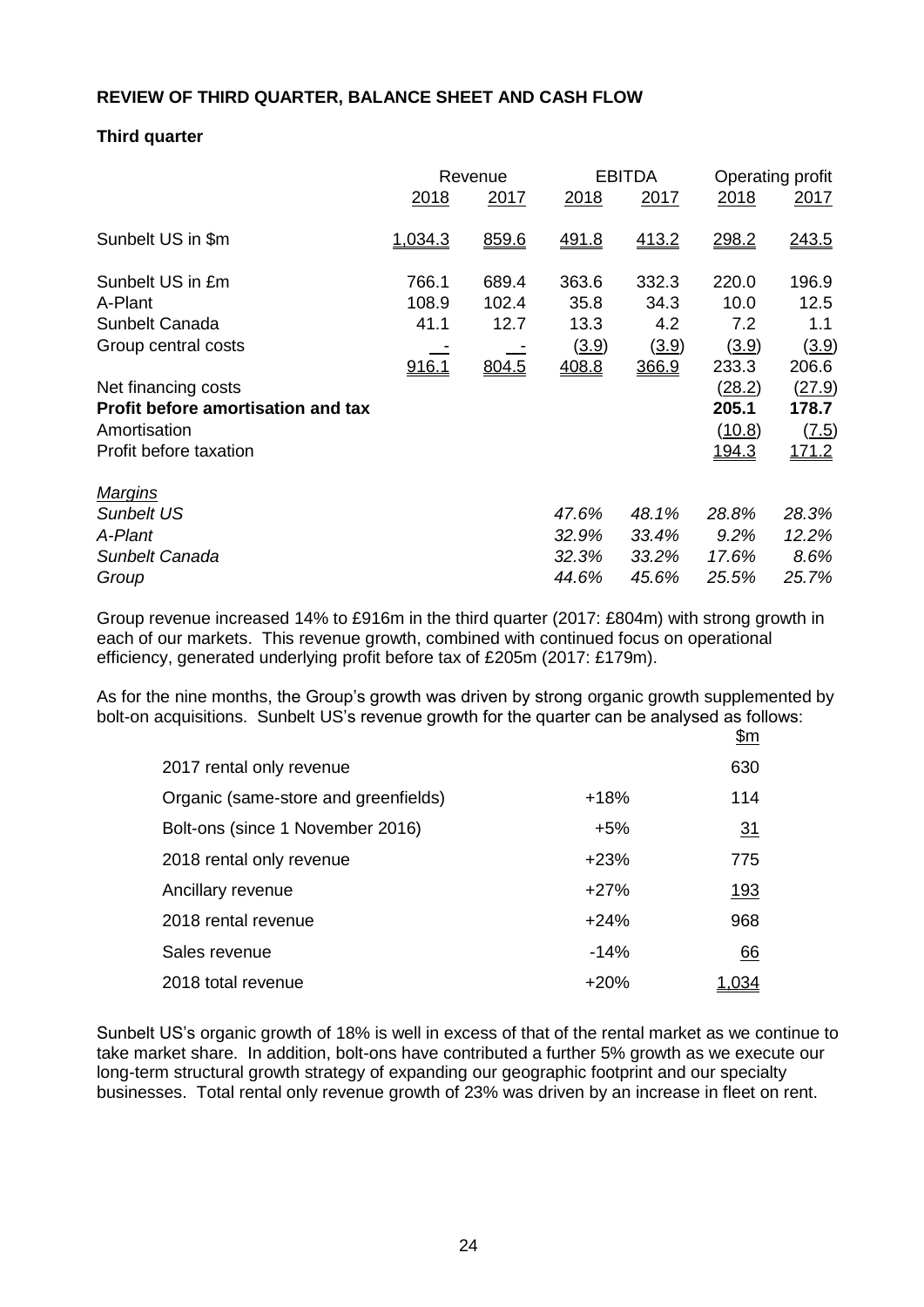**REVIEW OF THIRD QUARTER, BALANCE SHEET AND CASH FLOW**

**Third quarter**

| | Revenue | | EBITDA | | Operating profit | |
|---|---|---|---|---|---|---|
| | 2018 | 2017 | 2018 | 2017 | 2018 | 2017 |
| Sunbelt US in $m | 1,034.3 | 859.6 | 491.8 | 413.2 | 298.2 | 243.5 |
| Sunbelt US in £m | 766.1 | 689.4 | 363.6 | 332.3 | 220.0 | 196.9 |
| A-Plant | 108.9 | 102.4 | 35.8 | 34.3 | 10.0 | 12.5 |
| Sunbelt Canada | 41.1 | 12.7 | 13.3 | 4.2 | 7.2 | 1.1 |
| Group central costs | - | - | (3.9) | (3.9) | (3.9) | (3.9) |
| | 916.1 | 804.5 | 408.8 | 366.9 | 233.3 | 206.6 |
| Net financing costs | | | | | (28.2) | (27.9) |
| **Profit before amortisation and tax** | | | | | **205.1** | **178.7** |
| Amortisation | | | | | (10.8) | (7.5) |
| Profit before taxation | | | | | 194.3 | 171.2 |
| *Margins* | | | | | | |
| *Sunbelt US* | | | *47.6%* | *48.1%* | *28.8%* | *28.3%* |
| *A-Plant* | | | *32.9%* | *33.4%* | *9.2%* | *12.2%* |
| *Sunbelt Canada* | | | *32.3%* | *33.2%* | *17.6%* | *8.6%* |
| *Group* | | | *44.6%* | *45.6%* | *25.5%* | *25.7%* |

Group revenue increased 14% to £916m in the third quarter (2017: £804m) with strong growth in each of our markets. This revenue growth, combined with continued focus on operational efficiency, generated underlying profit before tax of £205m (2017: £179m).

As for the nine months, the Group's growth was driven by strong organic growth supplemented by bolt-on acquisitions. Sunbelt US's revenue growth for the quarter can be analysed as follows:

| | | $m |
|---|---|---|
| 2017 rental only revenue | | 630 |
| Organic (same-store and greenfields) | +18% | 114 |
| Bolt-ons (since 1 November 2016) | +5% | 31 |
| 2018 rental only revenue | +23% | 775 |
| Ancillary revenue | +27% | 193 |
| 2018 rental revenue | +24% | 968 |
| Sales revenue | -14% | 66 |
| 2018 total revenue | +20% | 1,034 |

Sunbelt US's organic growth of 18% is well in excess of that of the rental market as we continue to take market share. In addition, bolt-ons have contributed a further 5% growth as we execute our long-term structural growth strategy of expanding our geographic footprint and our specialty businesses. Total rental only revenue growth of 23% was driven by an increase in fleet on rent.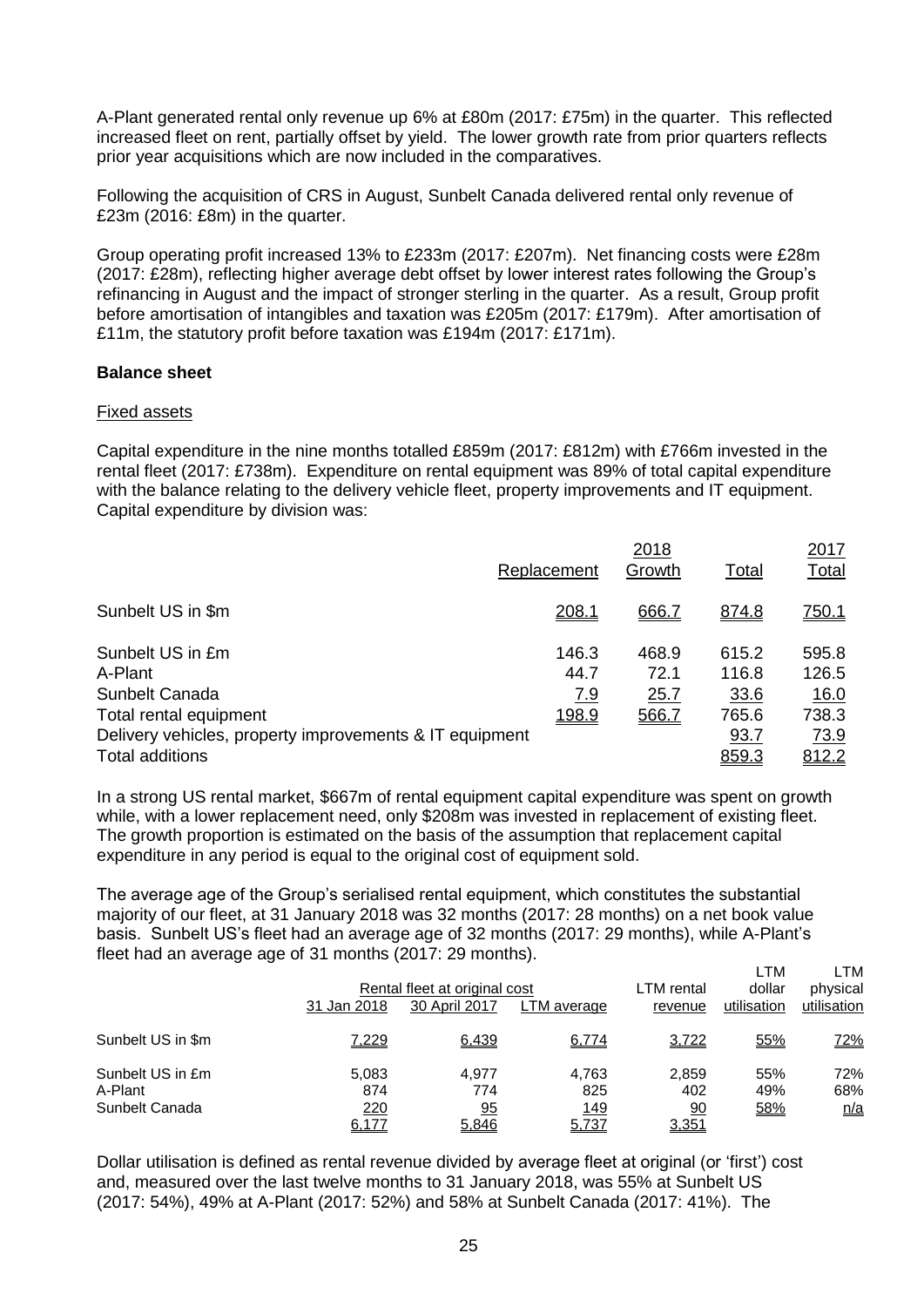A-Plant generated rental only revenue up 6% at £80m (2017: £75m) in the quarter. This reflected increased fleet on rent, partially offset by yield. The lower growth rate from prior quarters reflects prior year acquisitions which are now included in the comparatives.

Following the acquisition of CRS in August, Sunbelt Canada delivered rental only revenue of £23m (2016: £8m) in the quarter.

Group operating profit increased 13% to £233m (2017: £207m). Net financing costs were £28m (2017: £28m), reflecting higher average debt offset by lower interest rates following the Group's refinancing in August and the impact of stronger sterling in the quarter. As a result, Group profit before amortisation of intangibles and taxation was £205m (2017: £179m). After amortisation of £11m, the statutory profit before taxation was £194m (2017: £171m).

**Balance sheet**

Fixed assets

Capital expenditure in the nine months totalled £859m (2017: £812m) with £766m invested in the rental fleet (2017: £738m). Expenditure on rental equipment was 89% of total capital expenditure with the balance relating to the delivery vehicle fleet, property improvements and IT equipment. Capital expenditure by division was:

| | Replacement | 2018 Growth | Total | 2017 Total |
|---|---|---|---|---|
| Sunbelt US in $m | 208.1 | 666.7 | 874.8 | 750.1 |
| Sunbelt US in £m | 146.3 | 468.9 | 615.2 | 595.8 |
| A-Plant | 44.7 | 72.1 | 116.8 | 126.5 |
| Sunbelt Canada | 7.9 | 25.7 | 33.6 | 16.0 |
| Total rental equipment | 198.9 | 566.7 | 765.6 | 738.3 |
| Delivery vehicles, property improvements & IT equipment | | | 93.7 | 73.9 |
| Total additions | | | 859.3 | 812.2 |

In a strong US rental market, $667m of rental equipment capital expenditure was spent on growth while, with a lower replacement need, only $208m was invested in replacement of existing fleet. The growth proportion is estimated on the basis of the assumption that replacement capital expenditure in any period is equal to the original cost of equipment sold.

The average age of the Group's serialised rental equipment, which constitutes the substantial majority of our fleet, at 31 January 2018 was 32 months (2017: 28 months) on a net book value basis. Sunbelt US's fleet had an average age of 32 months (2017: 29 months), while A-Plant's fleet had an average age of 31 months (2017: 29 months).

| | Rental fleet at original cost | | | LTM rental revenue | LTM dollar utilisation | LTM physical utilisation |
|---|---|---|---|---|---|---|
| | 31 Jan 2018 | 30 April 2017 | LTM average | | | |
| Sunbelt US in $m | 7,229 | 6,439 | 6,774 | 3,722 | 55% | 72% |
| Sunbelt US in £m | 5,083 | 4,977 | 4,763 | 2,859 | 55% | 72% |
| A-Plant | 874 | 774 | 825 | 402 | 49% | 68% |
| Sunbelt Canada | 220 | 95 | 149 | 90 | 58% | n/a |
| | 6,177 | 5,846 | 5,737 | 3,351 | | |

Dollar utilisation is defined as rental revenue divided by average fleet at original (or 'first') cost and, measured over the last twelve months to 31 January 2018, was 55% at Sunbelt US (2017: 54%), 49% at A-Plant (2017: 52%) and 58% at Sunbelt Canada (2017: 41%). The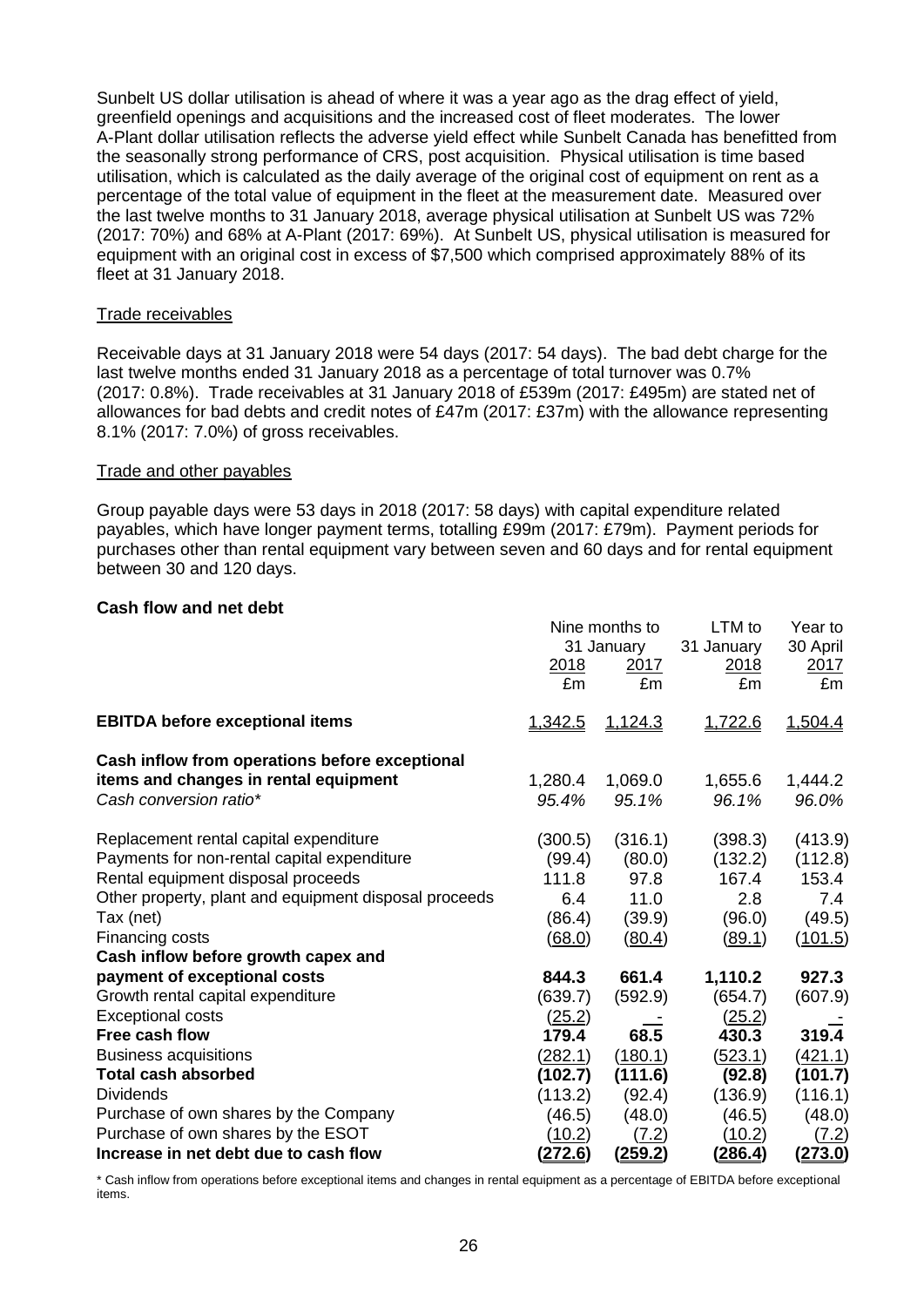Sunbelt US dollar utilisation is ahead of where it was a year ago as the drag effect of yield, greenfield openings and acquisitions and the increased cost of fleet moderates. The lower A-Plant dollar utilisation reflects the adverse yield effect while Sunbelt Canada has benefitted from the seasonally strong performance of CRS, post acquisition. Physical utilisation is time based utilisation, which is calculated as the daily average of the original cost of equipment on rent as a percentage of the total value of equipment in the fleet at the measurement date. Measured over the last twelve months to 31 January 2018, average physical utilisation at Sunbelt US was 72% (2017: 70%) and 68% at A-Plant (2017: 69%). At Sunbelt US, physical utilisation is measured for equipment with an original cost in excess of $7,500 which comprised approximately 88% of its fleet at 31 January 2018.

## Trade receivables

Receivable days at 31 January 2018 were 54 days (2017: 54 days). The bad debt charge for the last twelve months ended 31 January 2018 as a percentage of total turnover was 0.7% (2017: 0.8%). Trade receivables at 31 January 2018 of £539m (2017: £495m) are stated net of allowances for bad debts and credit notes of £47m (2017: £37m) with the allowance representing 8.1% (2017: 7.0%) of gross receivables.

## Trade and other payables

Group payable days were 53 days in 2018 (2017: 58 days) with capital expenditure related payables, which have longer payment terms, totalling £99m (2017: £79m). Payment periods for purchases other than rental equipment vary between seven and 60 days and for rental equipment between 30 and 120 days.

## Cash flow and net debt

| | Nine months to 31 January | | LTM to 31 January | Year to 30 April |
|---|---|---|---|---|
| | 2018 | 2017 | 2018 | 2017 |
| | £m | £m | £m | £m |
| **EBITDA before exceptional items** | 1,342.5 | 1,124.3 | 1,722.6 | 1,504.4 |
| **Cash inflow from operations before exceptional items and changes in rental equipment** | 1,280.4 | 1,069.0 | 1,655.6 | 1,444.2 |
| *Cash conversion ratio\** | *95.4%* | *95.1%* | *96.1%* | *96.0%* |
| Replacement rental capital expenditure | (300.5) | (316.1) | (398.3) | (413.9) |
| Payments for non-rental capital expenditure | (99.4) | (80.0) | (132.2) | (112.8) |
| Rental equipment disposal proceeds | 111.8 | 97.8 | 167.4 | 153.4 |
| Other property, plant and equipment disposal proceeds | 6.4 | 11.0 | 2.8 | 7.4 |
| Tax (net) | (86.4) | (39.9) | (96.0) | (49.5) |
| Financing costs | (68.0) | (80.4) | (89.1) | (101.5) |
| **Cash inflow before growth capex and payment of exceptional costs** | **844.3** | **661.4** | **1,110.2** | **927.3** |
| Growth rental capital expenditure | (639.7) | (592.9) | (654.7) | (607.9) |
| Exceptional costs | (25.2) | - | (25.2) | - |
| **Free cash flow** | **179.4** | **68.5** | **430.3** | **319.4** |
| Business acquisitions | (282.1) | (180.1) | (523.1) | (421.1) |
| **Total cash absorbed** | **(102.7)** | **(111.6)** | **(92.8)** | **(101.7)** |
| Dividends | (113.2) | (92.4) | (136.9) | (116.1) |
| Purchase of own shares by the Company | (46.5) | (48.0) | (46.5) | (48.0) |
| Purchase of own shares by the ESOT | (10.2) | (7.2) | (10.2) | (7.2) |
| **Increase in net debt due to cash flow** | **(272.6)** | **(259.2)** | **(286.4)** | **(273.0)** |

\* Cash inflow from operations before exceptional items and changes in rental equipment as a percentage of EBITDA before exceptional items.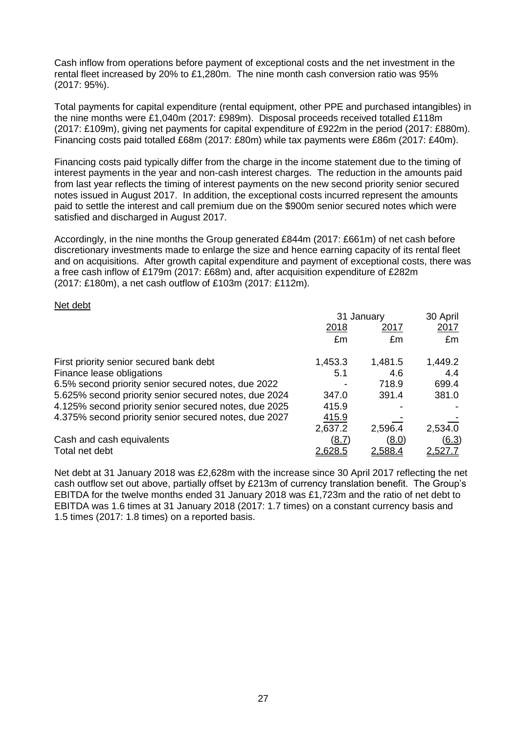Cash inflow from operations before payment of exceptional costs and the net investment in the rental fleet increased by 20% to £1,280m. The nine month cash conversion ratio was 95% (2017: 95%).

Total payments for capital expenditure (rental equipment, other PPE and purchased intangibles) in the nine months were £1,040m (2017: £989m). Disposal proceeds received totalled £118m (2017: £109m), giving net payments for capital expenditure of £922m in the period (2017: £880m). Financing costs paid totalled £68m (2017: £80m) while tax payments were £86m (2017: £40m).

Financing costs paid typically differ from the charge in the income statement due to the timing of interest payments in the year and non-cash interest charges. The reduction in the amounts paid from last year reflects the timing of interest payments on the new second priority senior secured notes issued in August 2017. In addition, the exceptional costs incurred represent the amounts paid to settle the interest and call premium due on the $900m senior secured notes which were satisfied and discharged in August 2017.

Accordingly, in the nine months the Group generated £844m (2017: £661m) of net cash before discretionary investments made to enlarge the size and hence earning capacity of its rental fleet and on acquisitions. After growth capital expenditure and payment of exceptional costs, there was a free cash inflow of £179m (2017: £68m) and, after acquisition expenditure of £282m (2017: £180m), a net cash outflow of £103m (2017: £112m).

Net debt

| | 31 January | | 30 April |
|---|---|---|---|
| | 2018 | 2017 | 2017 |
| | £m | £m | £m |
| First priority senior secured bank debt | 1,453.3 | 1,481.5 | 1,449.2 |
| Finance lease obligations | 5.1 | 4.6 | 4.4 |
| 6.5% second priority senior secured notes, due 2022 | - | 718.9 | 699.4 |
| 5.625% second priority senior secured notes, due 2024 | 347.0 | 391.4 | 381.0 |
| 4.125% second priority senior secured notes, due 2025 | 415.9 | - | - |
| 4.375% second priority senior secured notes, due 2027 | 415.9 | - | - |
| | 2,637.2 | 2,596.4 | 2,534.0 |
| Cash and cash equivalents | (8.7) | (8.0) | (6.3) |
| Total net debt | 2,628.5 | 2,588.4 | 2,527.7 |

Net debt at 31 January 2018 was £2,628m with the increase since 30 April 2017 reflecting the net cash outflow set out above, partially offset by £213m of currency translation benefit. The Group's EBITDA for the twelve months ended 31 January 2018 was £1,723m and the ratio of net debt to EBITDA was 1.6 times at 31 January 2018 (2017: 1.7 times) on a constant currency basis and 1.5 times (2017: 1.8 times) on a reported basis.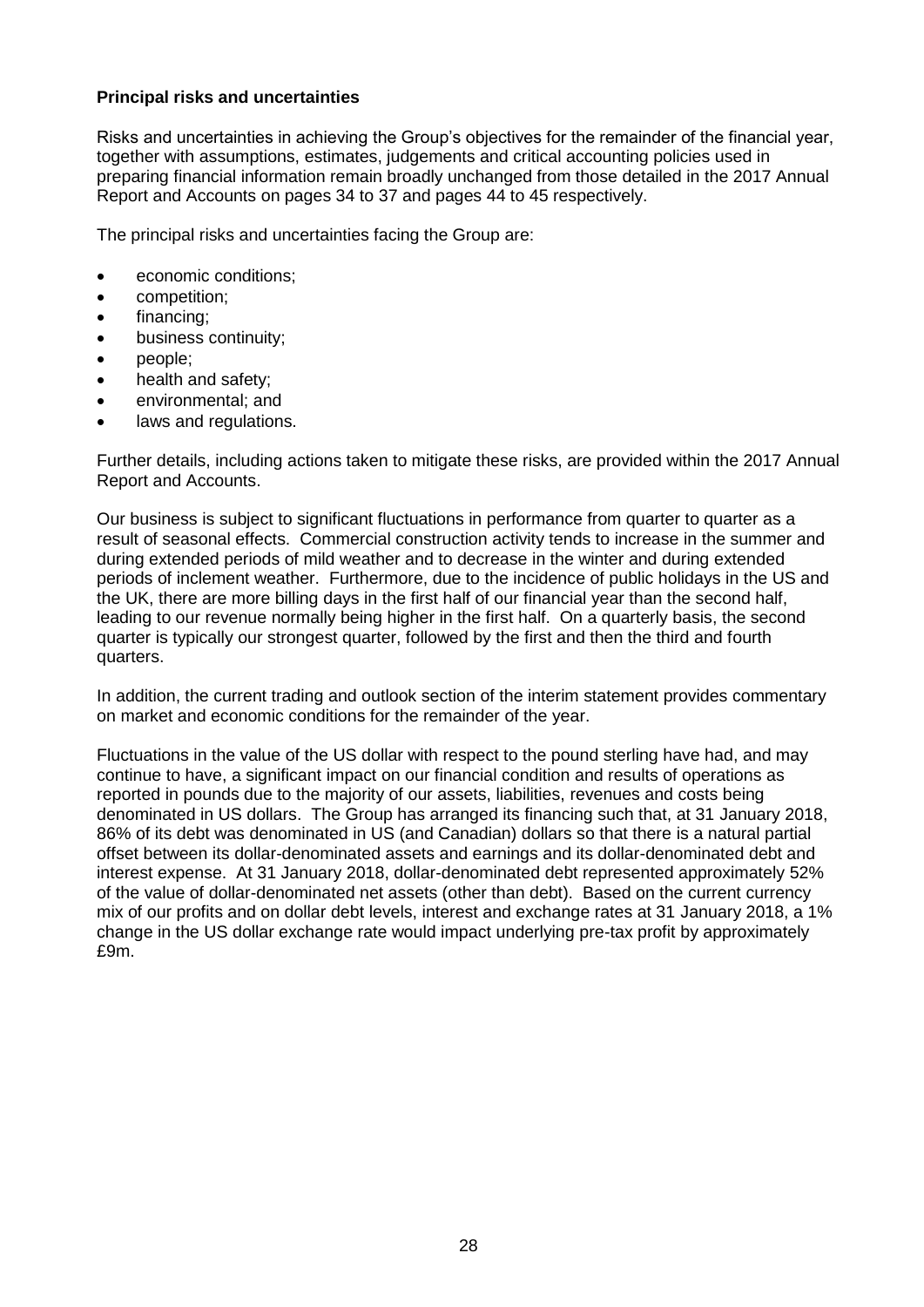**Principal risks and uncertainties**

Risks and uncertainties in achieving the Group's objectives for the remainder of the financial year, together with assumptions, estimates, judgements and critical accounting policies used in preparing financial information remain broadly unchanged from those detailed in the 2017 Annual Report and Accounts on pages 34 to 37 and pages 44 to 45 respectively.

The principal risks and uncertainties facing the Group are:

- economic conditions;
- competition;
- financing;
- business continuity;
- people;
- health and safety;
- environmental; and
- laws and regulations.

Further details, including actions taken to mitigate these risks, are provided within the 2017 Annual Report and Accounts.

Our business is subject to significant fluctuations in performance from quarter to quarter as a result of seasonal effects. Commercial construction activity tends to increase in the summer and during extended periods of mild weather and to decrease in the winter and during extended periods of inclement weather. Furthermore, due to the incidence of public holidays in the US and the UK, there are more billing days in the first half of our financial year than the second half, leading to our revenue normally being higher in the first half. On a quarterly basis, the second quarter is typically our strongest quarter, followed by the first and then the third and fourth quarters.

In addition, the current trading and outlook section of the interim statement provides commentary on market and economic conditions for the remainder of the year.

Fluctuations in the value of the US dollar with respect to the pound sterling have had, and may continue to have, a significant impact on our financial condition and results of operations as reported in pounds due to the majority of our assets, liabilities, revenues and costs being denominated in US dollars. The Group has arranged its financing such that, at 31 January 2018, 86% of its debt was denominated in US (and Canadian) dollars so that there is a natural partial offset between its dollar-denominated assets and earnings and its dollar-denominated debt and interest expense. At 31 January 2018, dollar-denominated debt represented approximately 52% of the value of dollar-denominated net assets (other than debt). Based on the current currency mix of our profits and on dollar debt levels, interest and exchange rates at 31 January 2018, a 1% change in the US dollar exchange rate would impact underlying pre-tax profit by approximately £9m.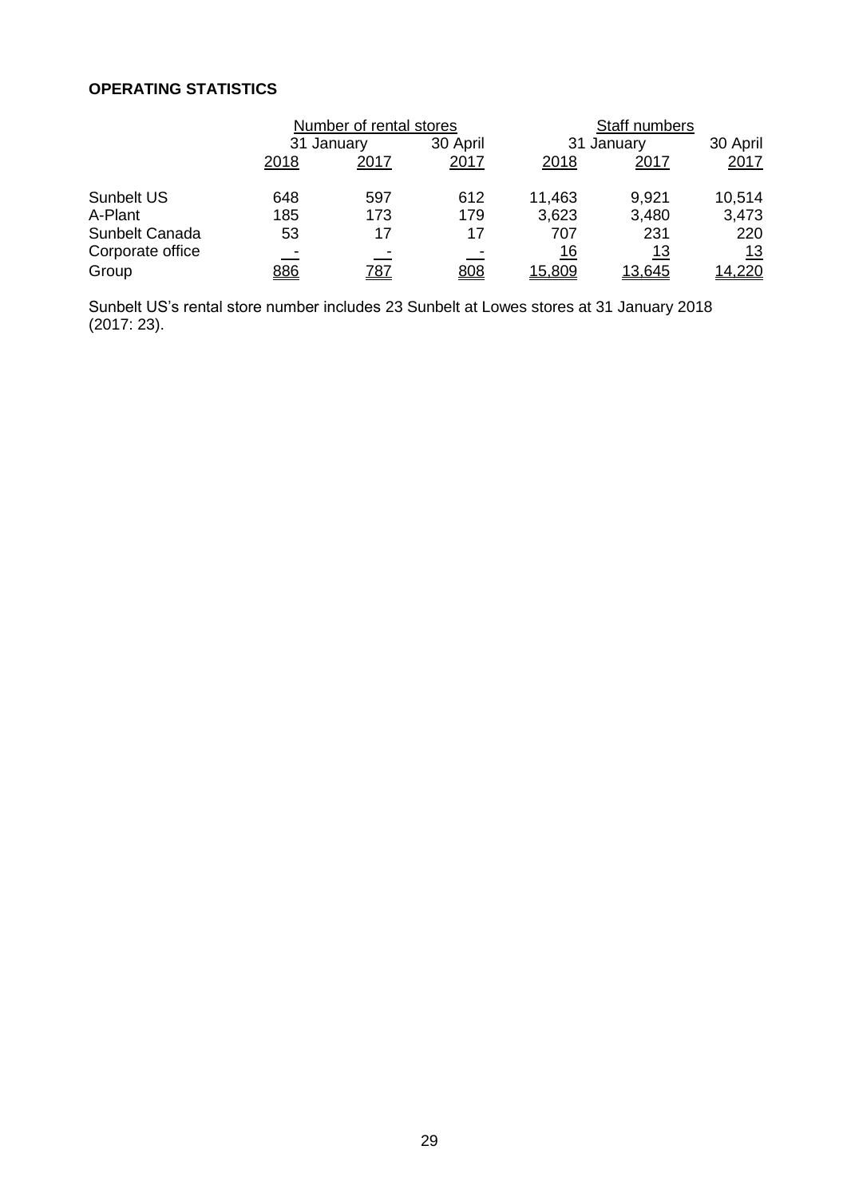**OPERATING STATISTICS**

| | Number of rental stores | | | Staff numbers | | |
|---|---|---|---|---|---|---|
| | 31 January | | 30 April | 31 January | | 30 April |
| | 2018 | 2017 | 2017 | 2018 | 2017 | 2017 |
| Sunbelt US | 648 | 597 | 612 | 11,463 | 9,921 | 10,514 |
| A-Plant | 185 | 173 | 179 | 3,623 | 3,480 | 3,473 |
| Sunbelt Canada | 53 | 17 | 17 | 707 | 231 | 220 |
| Corporate office | - | - | - | 16 | 13 | 13 |
| Group | 886 | 787 | 808 | 15,809 | 13,645 | 14,220 |

Sunbelt US's rental store number includes 23 Sunbelt at Lowes stores at 31 January 2018 (2017: 23).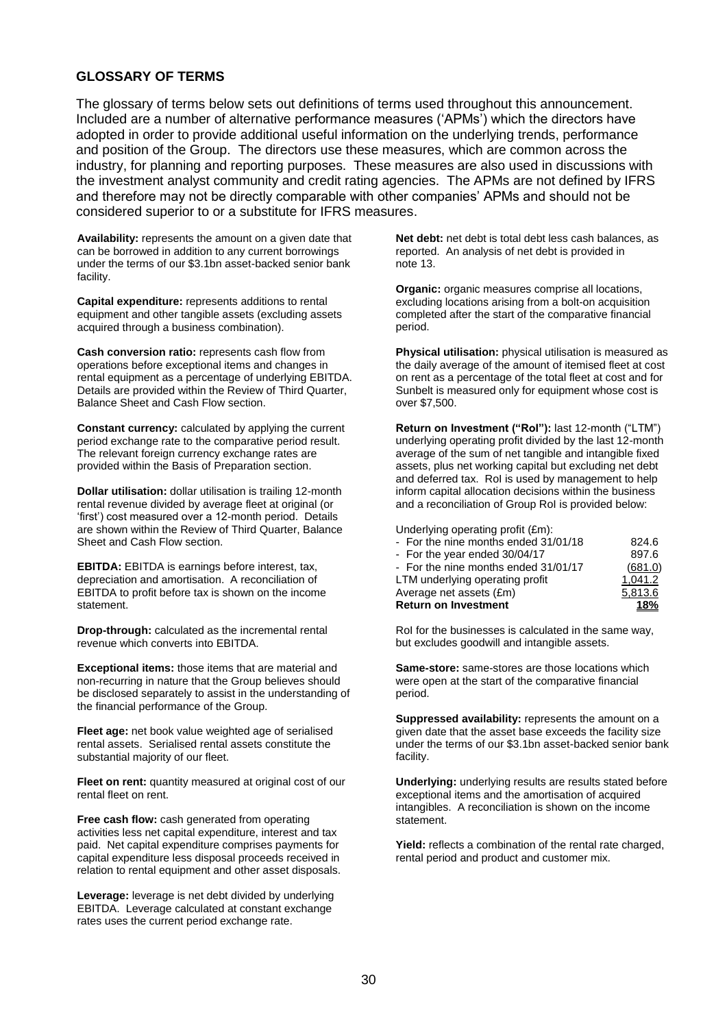## GLOSSARY OF TERMS

The glossary of terms below sets out definitions of terms used throughout this announcement. Included are a number of alternative performance measures ('APMs') which the directors have adopted in order to provide additional useful information on the underlying trends, performance and position of the Group. The directors use these measures, which are common across the industry, for planning and reporting purposes. These measures are also used in discussions with the investment analyst community and credit rating agencies. The APMs are not defined by IFRS and therefore may not be directly comparable with other companies' APMs and should not be considered superior to or a substitute for IFRS measures.

**Availability:** represents the amount on a given date that can be borrowed in addition to any current borrowings under the terms of our $3.1bn asset-backed senior bank facility.

**Capital expenditure:** represents additions to rental equipment and other tangible assets (excluding assets acquired through a business combination).

**Cash conversion ratio:** represents cash flow from operations before exceptional items and changes in rental equipment as a percentage of underlying EBITDA. Details are provided within the Review of Third Quarter, Balance Sheet and Cash Flow section.

**Constant currency:** calculated by applying the current period exchange rate to the comparative period result. The relevant foreign currency exchange rates are provided within the Basis of Preparation section.

**Dollar utilisation:** dollar utilisation is trailing 12-month rental revenue divided by average fleet at original (or 'first') cost measured over a 12-month period. Details are shown within the Review of Third Quarter, Balance Sheet and Cash Flow section.

**EBITDA:** EBITDA is earnings before interest, tax, depreciation and amortisation. A reconciliation of EBITDA to profit before tax is shown on the income statement.

**Drop-through:** calculated as the incremental rental revenue which converts into EBITDA.

**Exceptional items:** those items that are material and non-recurring in nature that the Group believes should be disclosed separately to assist in the understanding of the financial performance of the Group.

**Fleet age:** net book value weighted age of serialised rental assets. Serialised rental assets constitute the substantial majority of our fleet.

**Fleet on rent:** quantity measured at original cost of our rental fleet on rent.

**Free cash flow:** cash generated from operating activities less net capital expenditure, interest and tax paid. Net capital expenditure comprises payments for capital expenditure less disposal proceeds received in relation to rental equipment and other asset disposals.

**Leverage:** leverage is net debt divided by underlying EBITDA. Leverage calculated at constant exchange rates uses the current period exchange rate.

**Net debt:** net debt is total debt less cash balances, as reported. An analysis of net debt is provided in note 13.

**Organic:** organic measures comprise all locations, excluding locations arising from a bolt-on acquisition completed after the start of the comparative financial period.

**Physical utilisation:** physical utilisation is measured as the daily average of the amount of itemised fleet at cost on rent as a percentage of the total fleet at cost and for Sunbelt is measured only for equipment whose cost is over $7,500.

**Return on Investment ("RoI"):** last 12-month ("LTM") underlying operating profit divided by the last 12-month average of the sum of net tangible and intangible fixed assets, plus net working capital but excluding net debt and deferred tax. RoI is used by management to help inform capital allocation decisions within the business and a reconciliation of Group RoI is provided below:

| | |
|---|---|
| Underlying operating profit (£m): | |
| - For the nine months ended 31/01/18 | 824.6 |
| - For the year ended 30/04/17 | 897.6 |
| - For the nine months ended 31/01/17 | (681.0) |
| LTM underlying operating profit | 1,041.2 |
| Average net assets (£m) | 5,813.6 |
| **Return on Investment** | **18%** |

RoI for the businesses is calculated in the same way, but excludes goodwill and intangible assets.

**Same-store:** same-stores are those locations which were open at the start of the comparative financial period.

**Suppressed availability:** represents the amount on a given date that the asset base exceeds the facility size under the terms of our $3.1bn asset-backed senior bank facility.

**Underlying:** underlying results are results stated before exceptional items and the amortisation of acquired intangibles. A reconciliation is shown on the income statement.

**Yield:** reflects a combination of the rental rate charged, rental period and product and customer mix.